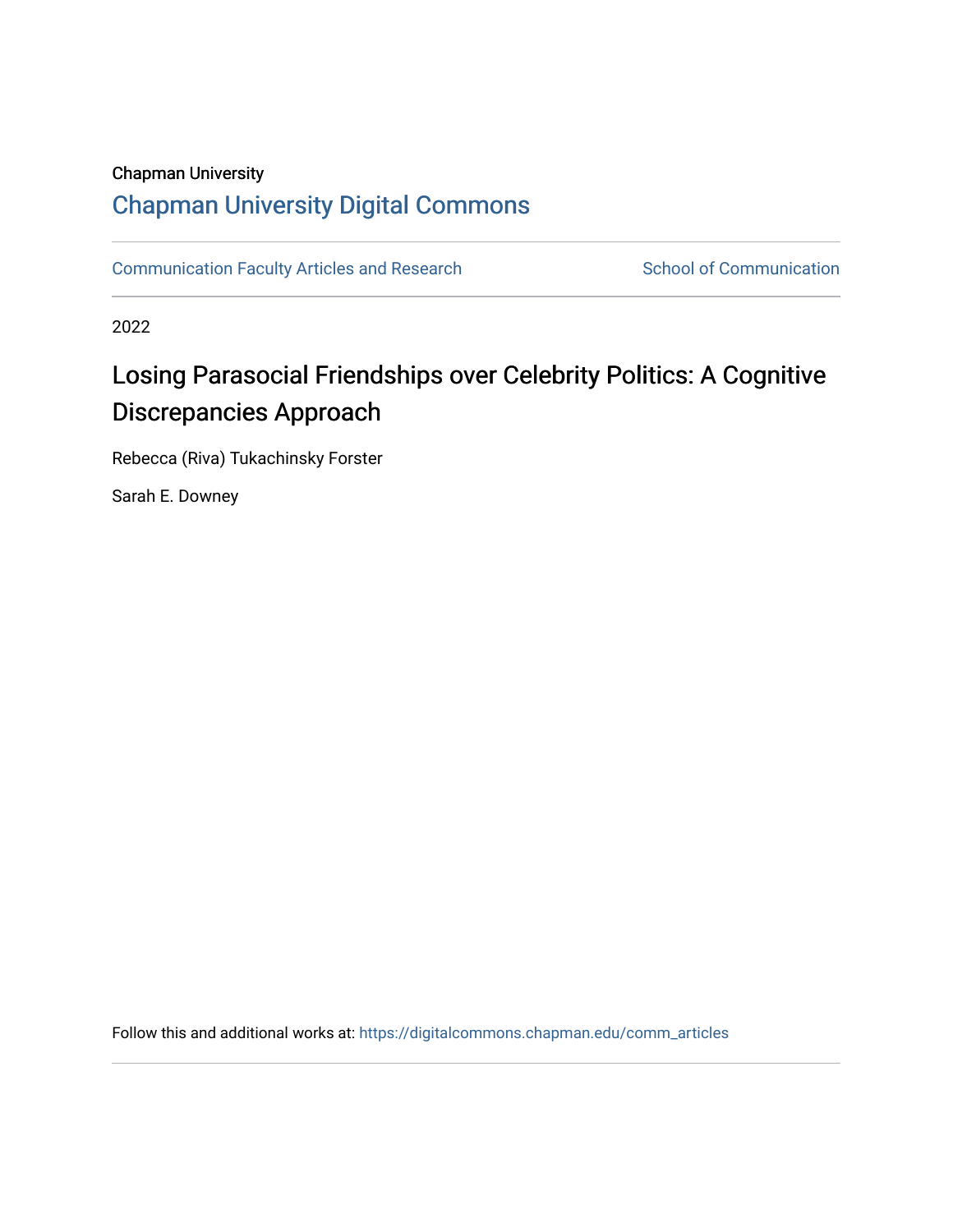Chapman University

# Chapman University Digital Commons

Communication Faculty Articles and Research | School of Communication

2022

## Losing Parasocial Friendships over Celebrity Politics: A Cognitive Discrepancies Approach

Rebecca (Riva) Tukachinsky Forster

Sarah E. Downey

Follow this and additional works at: https://digitalcommons.chapman.edu/comm_articles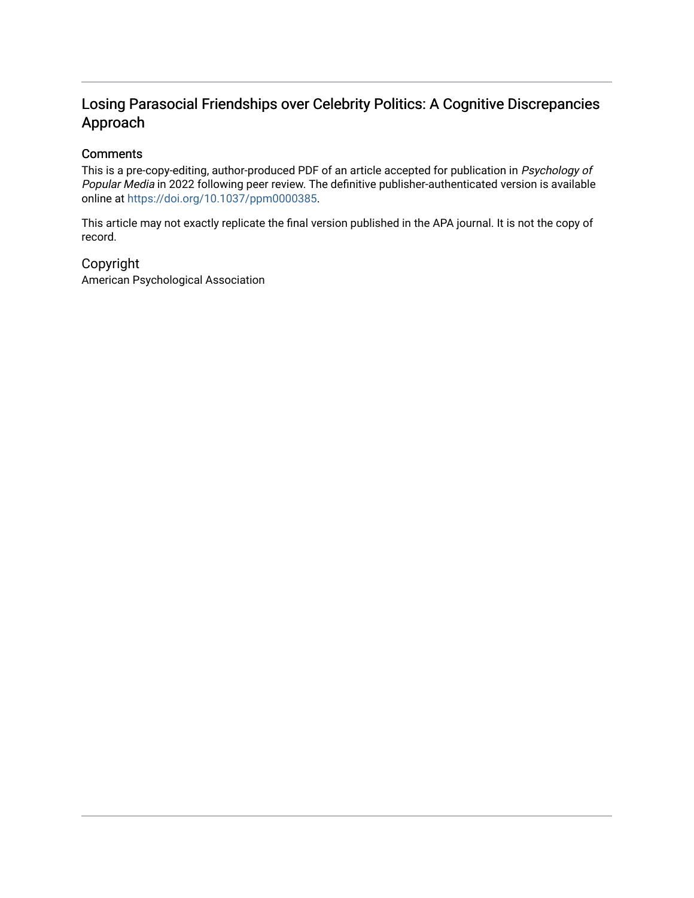# Losing Parasocial Friendships over Celebrity Politics: A Cognitive Discrepancies Approach

## Comments

This is a pre-copy-editing, author-produced PDF of an article accepted for publication in *Psychology of Popular Media* in 2022 following peer review. The definitive publisher-authenticated version is available online at https://doi.org/10.1037/ppm0000385.

This article may not exactly replicate the final version published in the APA journal. It is not the copy of record.

## Copyright

American Psychological Association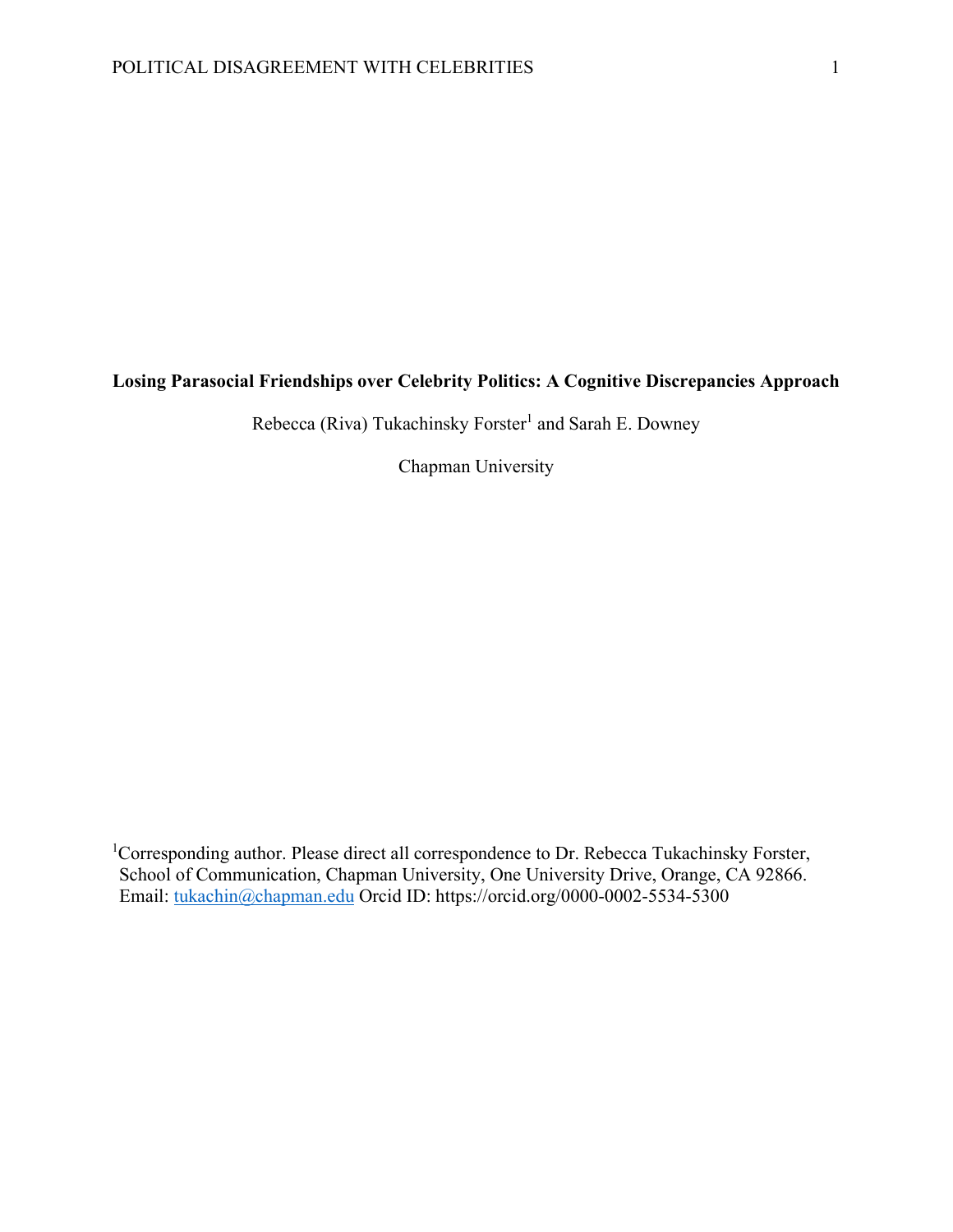**Losing Parasocial Friendships over Celebrity Politics: A Cognitive Discrepancies Approach**

Rebecca (Riva) Tukachinsky Forster[1] and Sarah E. Downey

Chapman University

[1]Corresponding author. Please direct all correspondence to Dr. Rebecca Tukachinsky Forster, School of Communication, Chapman University, One University Drive, Orange, CA 92866. Email: tukachin@chapman.edu Orcid ID: https://orcid.org/0000-0002-5534-5300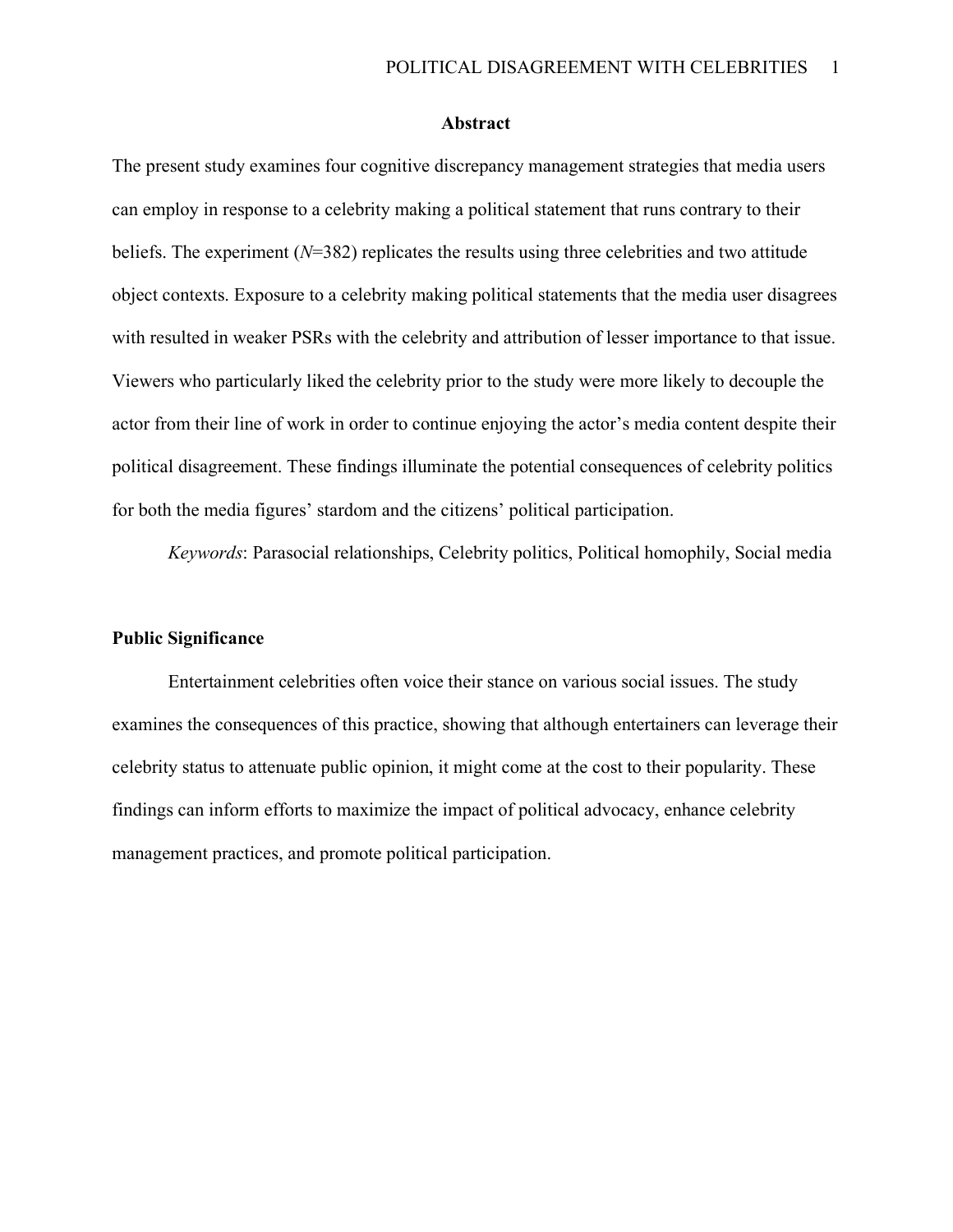## Abstract

The present study examines four cognitive discrepancy management strategies that media users can employ in response to a celebrity making a political statement that runs contrary to their beliefs. The experiment (*N*=382) replicates the results using three celebrities and two attitude object contexts. Exposure to a celebrity making political statements that the media user disagrees with resulted in weaker PSRs with the celebrity and attribution of lesser importance to that issue. Viewers who particularly liked the celebrity prior to the study were more likely to decouple the actor from their line of work in order to continue enjoying the actor's media content despite their political disagreement. These findings illuminate the potential consequences of celebrity politics for both the media figures' stardom and the citizens' political participation.

*Keywords*: Parasocial relationships, Celebrity politics, Political homophily, Social media

## Public Significance

Entertainment celebrities often voice their stance on various social issues. The study examines the consequences of this practice, showing that although entertainers can leverage their celebrity status to attenuate public opinion, it might come at the cost to their popularity. These findings can inform efforts to maximize the impact of political advocacy, enhance celebrity management practices, and promote political participation.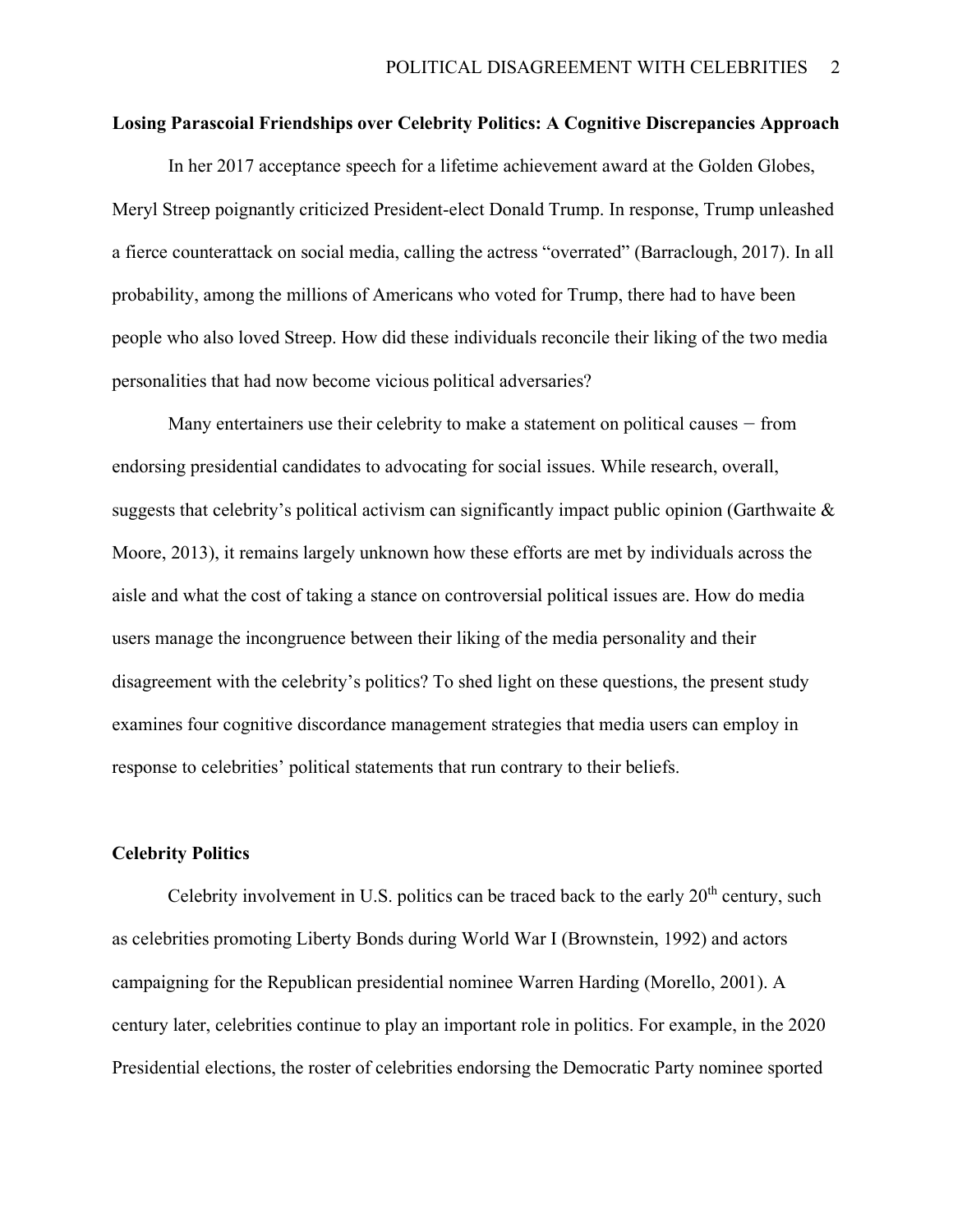## Losing Parascoial Friendships over Celebrity Politics: A Cognitive Discrepancies Approach

In her 2017 acceptance speech for a lifetime achievement award at the Golden Globes, Meryl Streep poignantly criticized President-elect Donald Trump. In response, Trump unleashed a fierce counterattack on social media, calling the actress "overrated" (Barraclough, 2017). In all probability, among the millions of Americans who voted for Trump, there had to have been people who also loved Streep. How did these individuals reconcile their liking of the two media personalities that had now become vicious political adversaries?

Many entertainers use their celebrity to make a statement on political causes − from endorsing presidential candidates to advocating for social issues. While research, overall, suggests that celebrity's political activism can significantly impact public opinion (Garthwaite & Moore, 2013), it remains largely unknown how these efforts are met by individuals across the aisle and what the cost of taking a stance on controversial political issues are. How do media users manage the incongruence between their liking of the media personality and their disagreement with the celebrity's politics? To shed light on these questions, the present study examines four cognitive discordance management strategies that media users can employ in response to celebrities' political statements that run contrary to their beliefs.

### Celebrity Politics

Celebrity involvement in U.S. politics can be traced back to the early 20th century, such as celebrities promoting Liberty Bonds during World War I (Brownstein, 1992) and actors campaigning for the Republican presidential nominee Warren Harding (Morello, 2001). A century later, celebrities continue to play an important role in politics. For example, in the 2020 Presidential elections, the roster of celebrities endorsing the Democratic Party nominee sported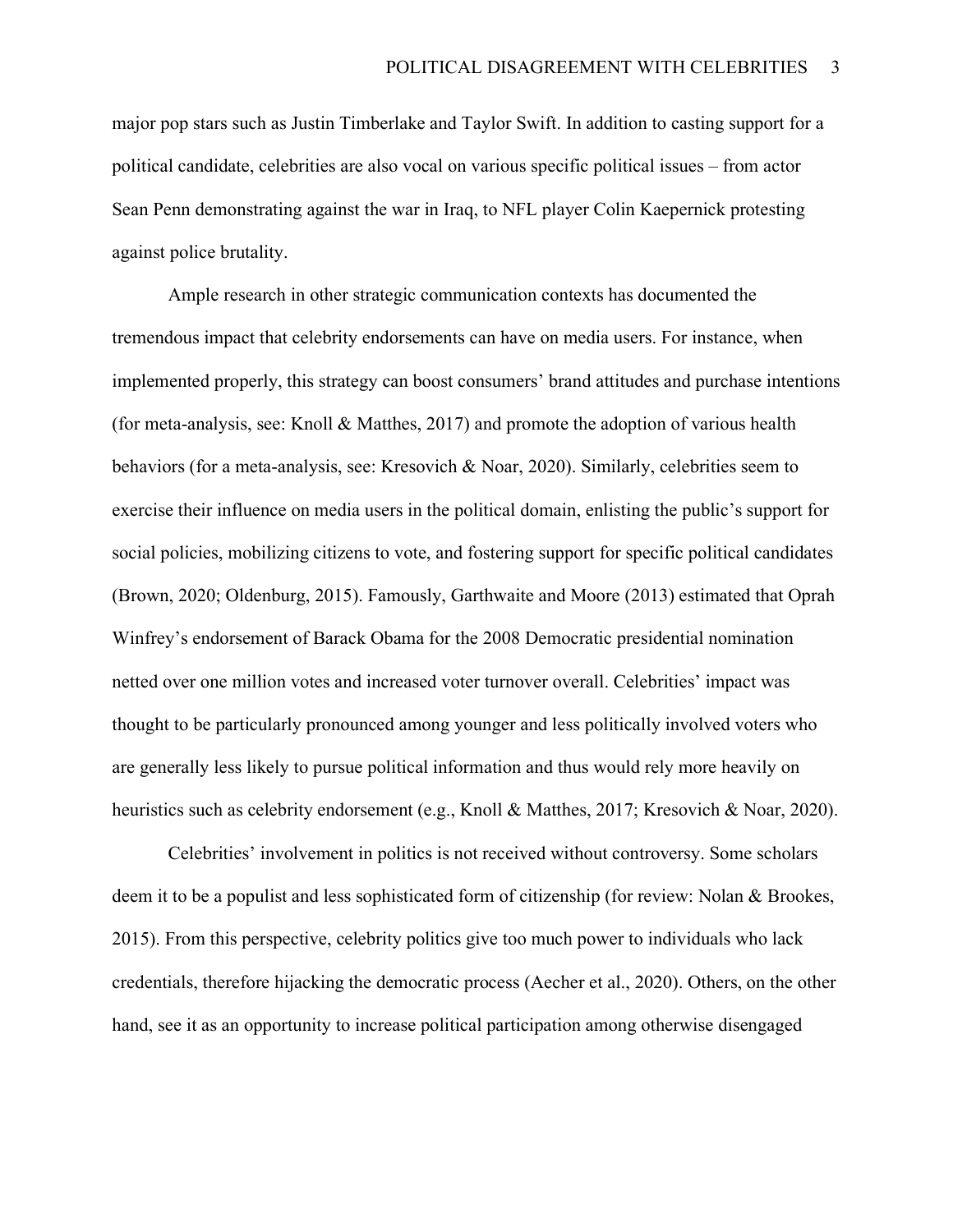major pop stars such as Justin Timberlake and Taylor Swift. In addition to casting support for a political candidate, celebrities are also vocal on various specific political issues – from actor Sean Penn demonstrating against the war in Iraq, to NFL player Colin Kaepernick protesting against police brutality.

Ample research in other strategic communication contexts has documented the tremendous impact that celebrity endorsements can have on media users. For instance, when implemented properly, this strategy can boost consumers' brand attitudes and purchase intentions (for meta-analysis, see: Knoll & Matthes, 2017) and promote the adoption of various health behaviors (for a meta-analysis, see: Kresovich & Noar, 2020). Similarly, celebrities seem to exercise their influence on media users in the political domain, enlisting the public's support for social policies, mobilizing citizens to vote, and fostering support for specific political candidates (Brown, 2020; Oldenburg, 2015). Famously, Garthwaite and Moore (2013) estimated that Oprah Winfrey's endorsement of Barack Obama for the 2008 Democratic presidential nomination netted over one million votes and increased voter turnover overall. Celebrities' impact was thought to be particularly pronounced among younger and less politically involved voters who are generally less likely to pursue political information and thus would rely more heavily on heuristics such as celebrity endorsement (e.g., Knoll & Matthes, 2017; Kresovich & Noar, 2020).

Celebrities' involvement in politics is not received without controversy. Some scholars deem it to be a populist and less sophisticated form of citizenship (for review: Nolan & Brookes, 2015). From this perspective, celebrity politics give too much power to individuals who lack credentials, therefore hijacking the democratic process (Aecher et al., 2020). Others, on the other hand, see it as an opportunity to increase political participation among otherwise disengaged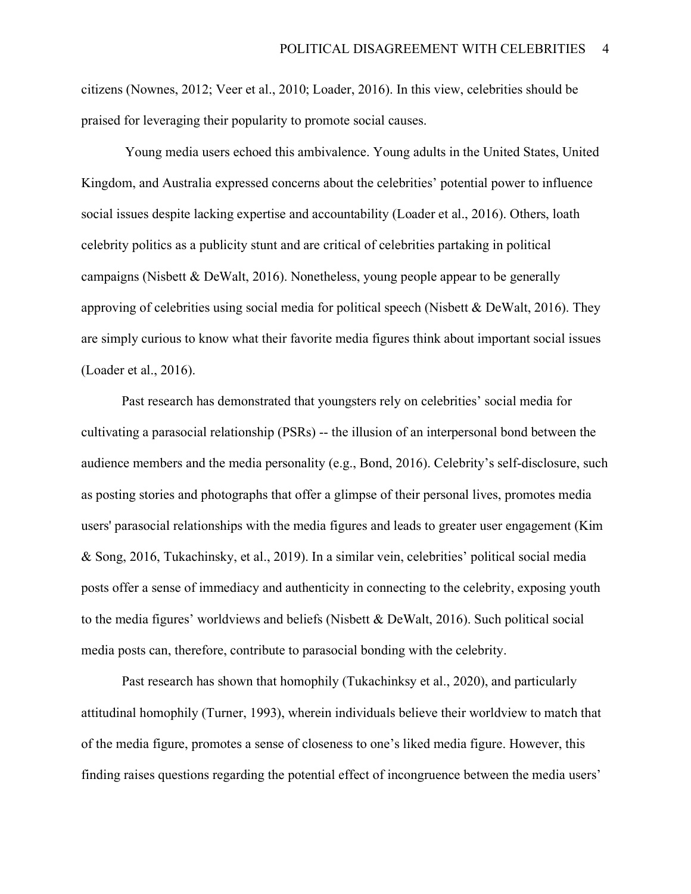citizens (Nownes, 2012; Veer et al., 2010; Loader, 2016). In this view, celebrities should be praised for leveraging their popularity to promote social causes.

Young media users echoed this ambivalence. Young adults in the United States, United Kingdom, and Australia expressed concerns about the celebrities' potential power to influence social issues despite lacking expertise and accountability (Loader et al., 2016). Others, loath celebrity politics as a publicity stunt and are critical of celebrities partaking in political campaigns (Nisbett & DeWalt, 2016). Nonetheless, young people appear to be generally approving of celebrities using social media for political speech (Nisbett & DeWalt, 2016). They are simply curious to know what their favorite media figures think about important social issues (Loader et al., 2016).

Past research has demonstrated that youngsters rely on celebrities' social media for cultivating a parasocial relationship (PSRs) -- the illusion of an interpersonal bond between the audience members and the media personality (e.g., Bond, 2016). Celebrity's self-disclosure, such as posting stories and photographs that offer a glimpse of their personal lives, promotes media users' parasocial relationships with the media figures and leads to greater user engagement (Kim & Song, 2016, Tukachinsky, et al., 2019). In a similar vein, celebrities' political social media posts offer a sense of immediacy and authenticity in connecting to the celebrity, exposing youth to the media figures' worldviews and beliefs (Nisbett & DeWalt, 2016). Such political social media posts can, therefore, contribute to parasocial bonding with the celebrity.

Past research has shown that homophily (Tukachinksy et al., 2020), and particularly attitudinal homophily (Turner, 1993), wherein individuals believe their worldview to match that of the media figure, promotes a sense of closeness to one's liked media figure. However, this finding raises questions regarding the potential effect of incongruence between the media users'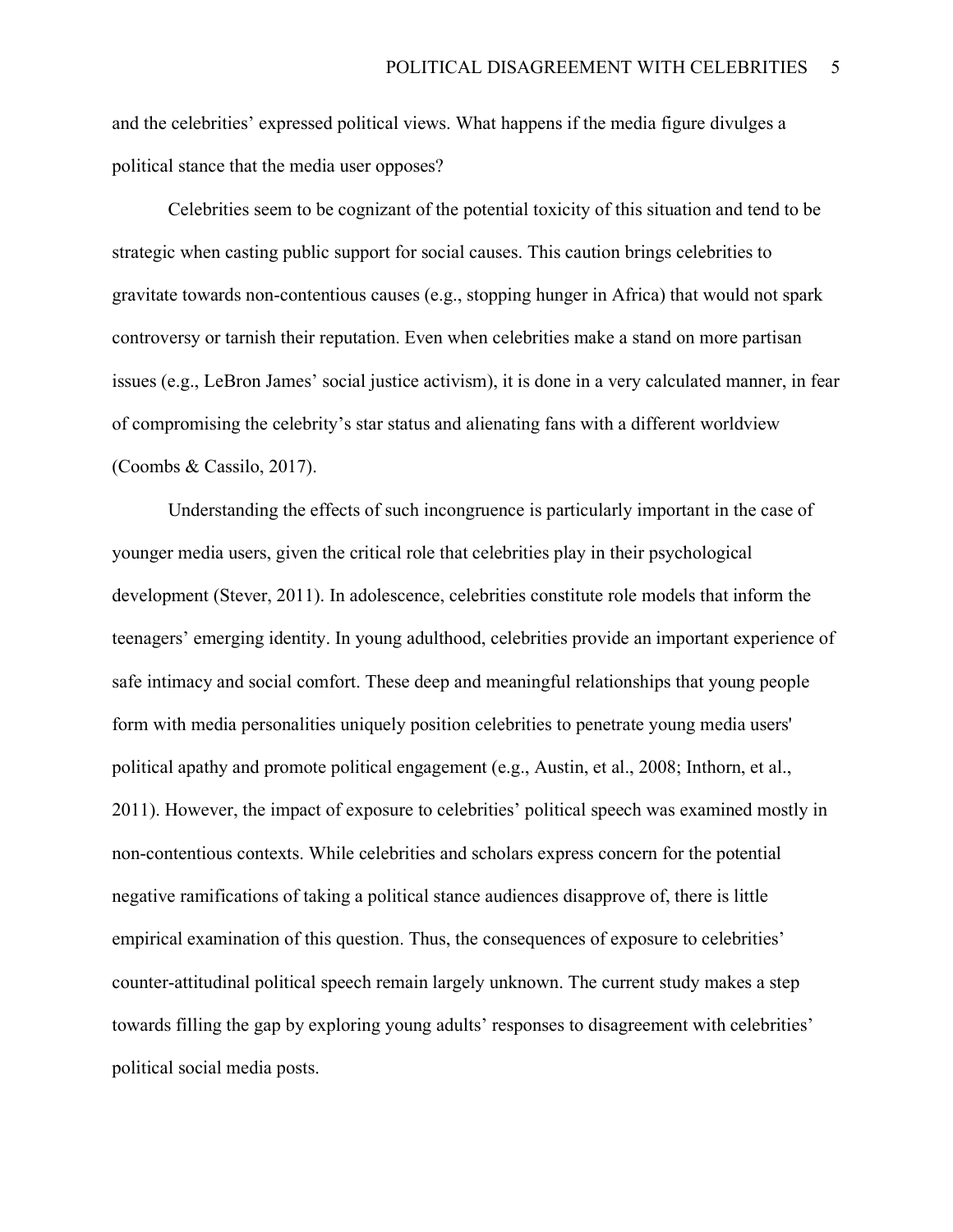and the celebrities' expressed political views. What happens if the media figure divulges a political stance that the media user opposes?

Celebrities seem to be cognizant of the potential toxicity of this situation and tend to be strategic when casting public support for social causes. This caution brings celebrities to gravitate towards non-contentious causes (e.g., stopping hunger in Africa) that would not spark controversy or tarnish their reputation. Even when celebrities make a stand on more partisan issues (e.g., LeBron James' social justice activism), it is done in a very calculated manner, in fear of compromising the celebrity's star status and alienating fans with a different worldview (Coombs & Cassilo, 2017).

Understanding the effects of such incongruence is particularly important in the case of younger media users, given the critical role that celebrities play in their psychological development (Stever, 2011). In adolescence, celebrities constitute role models that inform the teenagers' emerging identity. In young adulthood, celebrities provide an important experience of safe intimacy and social comfort. These deep and meaningful relationships that young people form with media personalities uniquely position celebrities to penetrate young media users' political apathy and promote political engagement (e.g., Austin, et al., 2008; Inthorn, et al., 2011). However, the impact of exposure to celebrities' political speech was examined mostly in non-contentious contexts. While celebrities and scholars express concern for the potential negative ramifications of taking a political stance audiences disapprove of, there is little empirical examination of this question. Thus, the consequences of exposure to celebrities' counter-attitudinal political speech remain largely unknown. The current study makes a step towards filling the gap by exploring young adults' responses to disagreement with celebrities' political social media posts.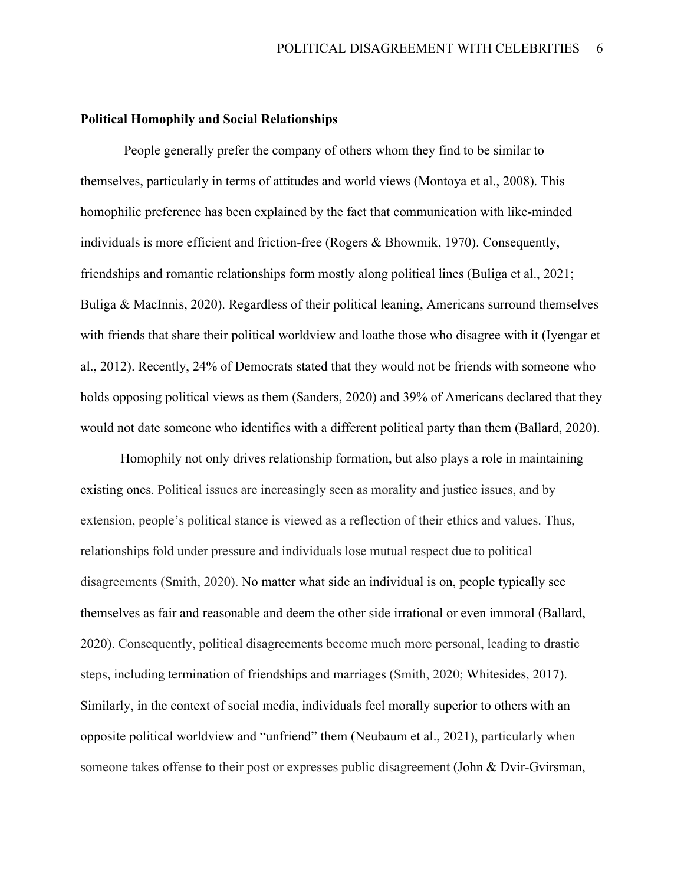**Political Homophily and Social Relationships**

People generally prefer the company of others whom they find to be similar to themselves, particularly in terms of attitudes and world views (Montoya et al., 2008). This homophilic preference has been explained by the fact that communication with like-minded individuals is more efficient and friction-free (Rogers & Bhowmik, 1970). Consequently, friendships and romantic relationships form mostly along political lines (Buliga et al., 2021; Buliga & MacInnis, 2020). Regardless of their political leaning, Americans surround themselves with friends that share their political worldview and loathe those who disagree with it (Iyengar et al., 2012). Recently, 24% of Democrats stated that they would not be friends with someone who holds opposing political views as them (Sanders, 2020) and 39% of Americans declared that they would not date someone who identifies with a different political party than them (Ballard, 2020).

Homophily not only drives relationship formation, but also plays a role in maintaining existing ones. Political issues are increasingly seen as morality and justice issues, and by extension, people's political stance is viewed as a reflection of their ethics and values. Thus, relationships fold under pressure and individuals lose mutual respect due to political disagreements (Smith, 2020). No matter what side an individual is on, people typically see themselves as fair and reasonable and deem the other side irrational or even immoral (Ballard, 2020). Consequently, political disagreements become much more personal, leading to drastic steps, including termination of friendships and marriages (Smith, 2020; Whitesides, 2017). Similarly, in the context of social media, individuals feel morally superior to others with an opposite political worldview and "unfriend" them (Neubaum et al., 2021), particularly when someone takes offense to their post or expresses public disagreement (John & Dvir-Gvirsman,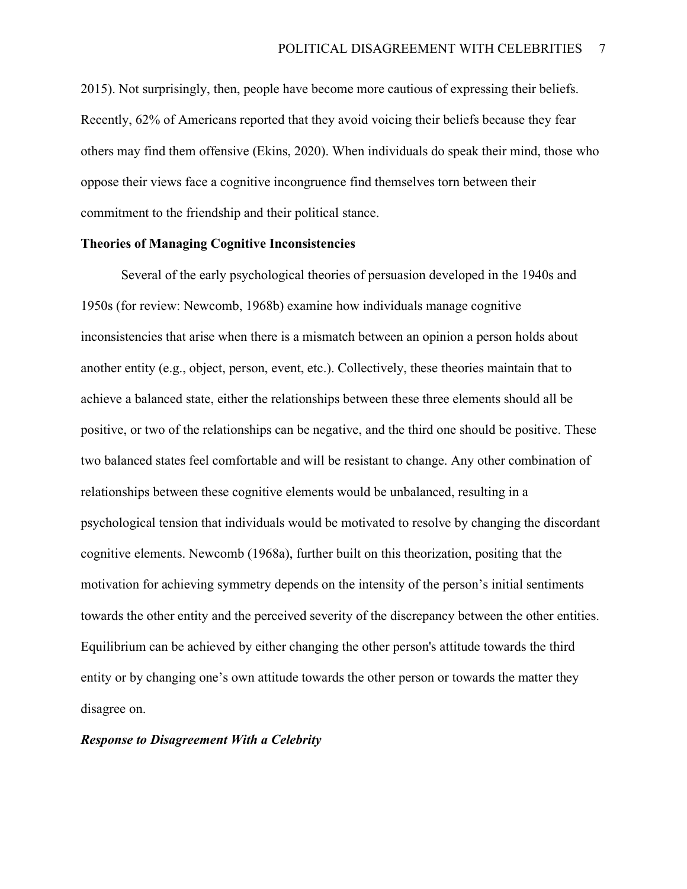2015). Not surprisingly, then, people have become more cautious of expressing their beliefs. Recently, 62% of Americans reported that they avoid voicing their beliefs because they fear others may find them offensive (Ekins, 2020). When individuals do speak their mind, those who oppose their views face a cognitive incongruence find themselves torn between their commitment to the friendship and their political stance.

## Theories of Managing Cognitive Inconsistencies

Several of the early psychological theories of persuasion developed in the 1940s and 1950s (for review: Newcomb, 1968b) examine how individuals manage cognitive inconsistencies that arise when there is a mismatch between an opinion a person holds about another entity (e.g., object, person, event, etc.). Collectively, these theories maintain that to achieve a balanced state, either the relationships between these three elements should all be positive, or two of the relationships can be negative, and the third one should be positive. These two balanced states feel comfortable and will be resistant to change. Any other combination of relationships between these cognitive elements would be unbalanced, resulting in a psychological tension that individuals would be motivated to resolve by changing the discordant cognitive elements. Newcomb (1968a), further built on this theorization, positing that the motivation for achieving symmetry depends on the intensity of the person's initial sentiments towards the other entity and the perceived severity of the discrepancy between the other entities. Equilibrium can be achieved by either changing the other person's attitude towards the third entity or by changing one's own attitude towards the other person or towards the matter they disagree on.

### *Response to Disagreement With a Celebrity*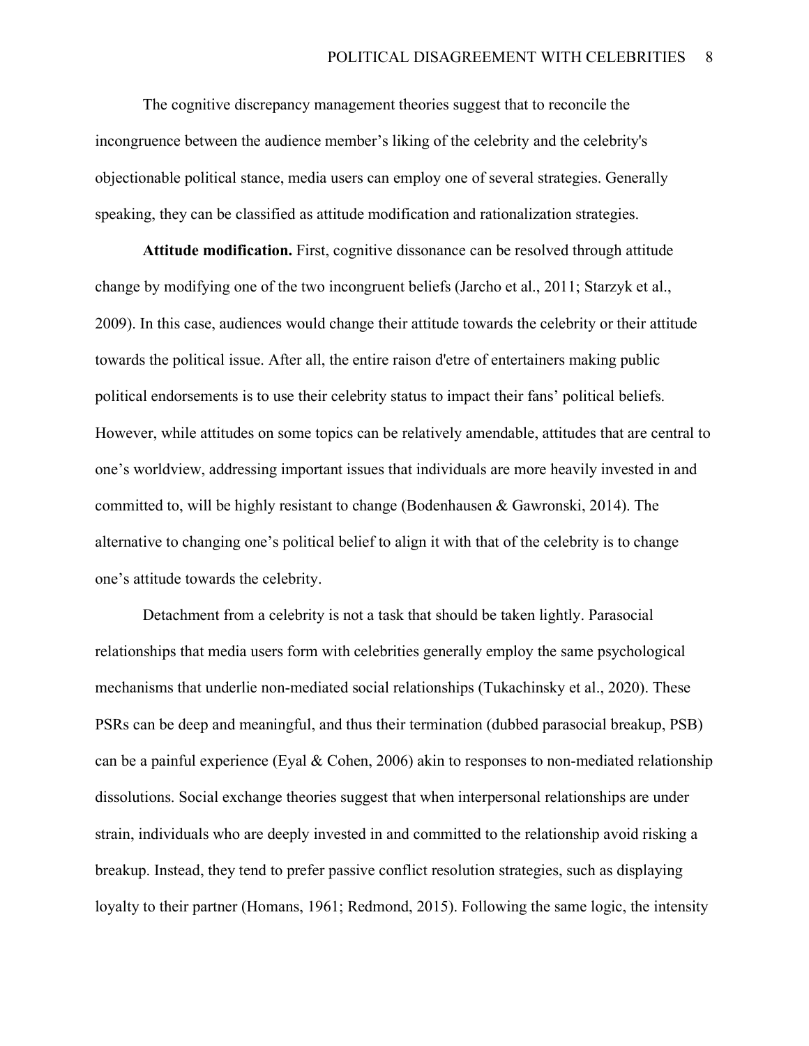The cognitive discrepancy management theories suggest that to reconcile the incongruence between the audience member's liking of the celebrity and the celebrity's objectionable political stance, media users can employ one of several strategies. Generally speaking, they can be classified as attitude modification and rationalization strategies.

**Attitude modification.** First, cognitive dissonance can be resolved through attitude change by modifying one of the two incongruent beliefs (Jarcho et al., 2011; Starzyk et al., 2009). In this case, audiences would change their attitude towards the celebrity or their attitude towards the political issue. After all, the entire raison d'etre of entertainers making public political endorsements is to use their celebrity status to impact their fans' political beliefs. However, while attitudes on some topics can be relatively amendable, attitudes that are central to one's worldview, addressing important issues that individuals are more heavily invested in and committed to, will be highly resistant to change (Bodenhausen & Gawronski, 2014). The alternative to changing one's political belief to align it with that of the celebrity is to change one's attitude towards the celebrity.

Detachment from a celebrity is not a task that should be taken lightly. Parasocial relationships that media users form with celebrities generally employ the same psychological mechanisms that underlie non-mediated social relationships (Tukachinsky et al., 2020). These PSRs can be deep and meaningful, and thus their termination (dubbed parasocial breakup, PSB) can be a painful experience (Eyal & Cohen, 2006) akin to responses to non-mediated relationship dissolutions. Social exchange theories suggest that when interpersonal relationships are under strain, individuals who are deeply invested in and committed to the relationship avoid risking a breakup. Instead, they tend to prefer passive conflict resolution strategies, such as displaying loyalty to their partner (Homans, 1961; Redmond, 2015). Following the same logic, the intensity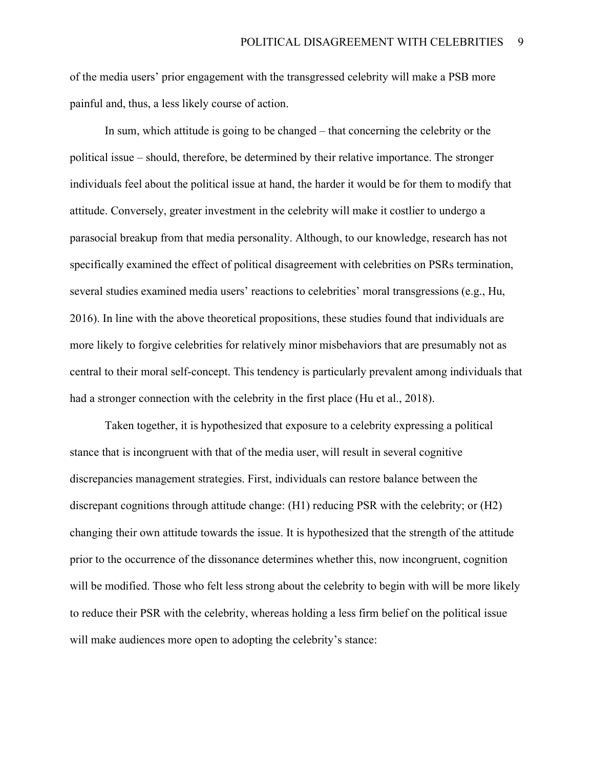of the media users' prior engagement with the transgressed celebrity will make a PSB more painful and, thus, a less likely course of action.

In sum, which attitude is going to be changed – that concerning the celebrity or the political issue – should, therefore, be determined by their relative importance. The stronger individuals feel about the political issue at hand, the harder it would be for them to modify that attitude. Conversely, greater investment in the celebrity will make it costlier to undergo a parasocial breakup from that media personality. Although, to our knowledge, research has not specifically examined the effect of political disagreement with celebrities on PSRs termination, several studies examined media users' reactions to celebrities' moral transgressions (e.g., Hu, 2016). In line with the above theoretical propositions, these studies found that individuals are more likely to forgive celebrities for relatively minor misbehaviors that are presumably not as central to their moral self-concept. This tendency is particularly prevalent among individuals that had a stronger connection with the celebrity in the first place (Hu et al., 2018).

Taken together, it is hypothesized that exposure to a celebrity expressing a political stance that is incongruent with that of the media user, will result in several cognitive discrepancies management strategies. First, individuals can restore balance between the discrepant cognitions through attitude change: (H1) reducing PSR with the celebrity; or (H2) changing their own attitude towards the issue. It is hypothesized that the strength of the attitude prior to the occurrence of the dissonance determines whether this, now incongruent, cognition will be modified. Those who felt less strong about the celebrity to begin with will be more likely to reduce their PSR with the celebrity, whereas holding a less firm belief on the political issue will make audiences more open to adopting the celebrity's stance: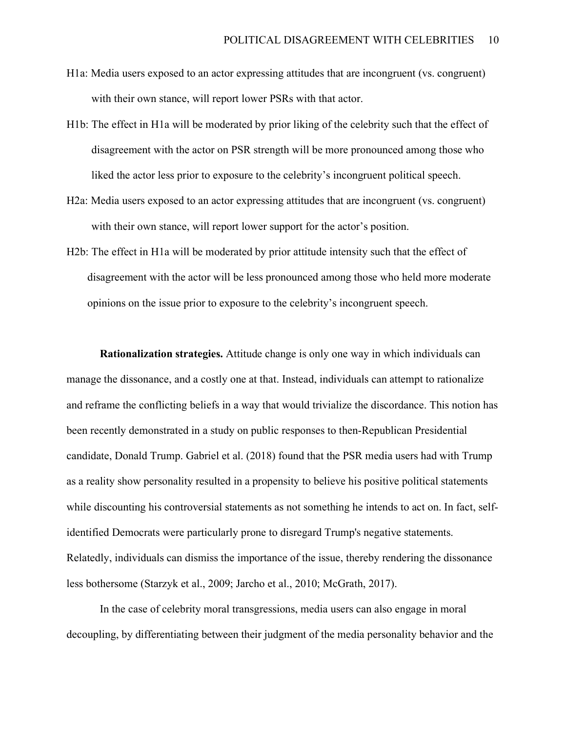H1a: Media users exposed to an actor expressing attitudes that are incongruent (vs. congruent) with their own stance, will report lower PSRs with that actor.

H1b: The effect in H1a will be moderated by prior liking of the celebrity such that the effect of disagreement with the actor on PSR strength will be more pronounced among those who liked the actor less prior to exposure to the celebrity's incongruent political speech.

H2a: Media users exposed to an actor expressing attitudes that are incongruent (vs. congruent) with their own stance, will report lower support for the actor's position.

H2b: The effect in H1a will be moderated by prior attitude intensity such that the effect of disagreement with the actor will be less pronounced among those who held more moderate opinions on the issue prior to exposure to the celebrity's incongruent speech.

**Rationalization strategies.** Attitude change is only one way in which individuals can manage the dissonance, and a costly one at that. Instead, individuals can attempt to rationalize and reframe the conflicting beliefs in a way that would trivialize the discordance. This notion has been recently demonstrated in a study on public responses to then-Republican Presidential candidate, Donald Trump. Gabriel et al. (2018) found that the PSR media users had with Trump as a reality show personality resulted in a propensity to believe his positive political statements while discounting his controversial statements as not something he intends to act on. In fact, self-identified Democrats were particularly prone to disregard Trump's negative statements. Relatedly, individuals can dismiss the importance of the issue, thereby rendering the dissonance less bothersome (Starzyk et al., 2009; Jarcho et al., 2010; McGrath, 2017).

In the case of celebrity moral transgressions, media users can also engage in moral decoupling, by differentiating between their judgment of the media personality behavior and the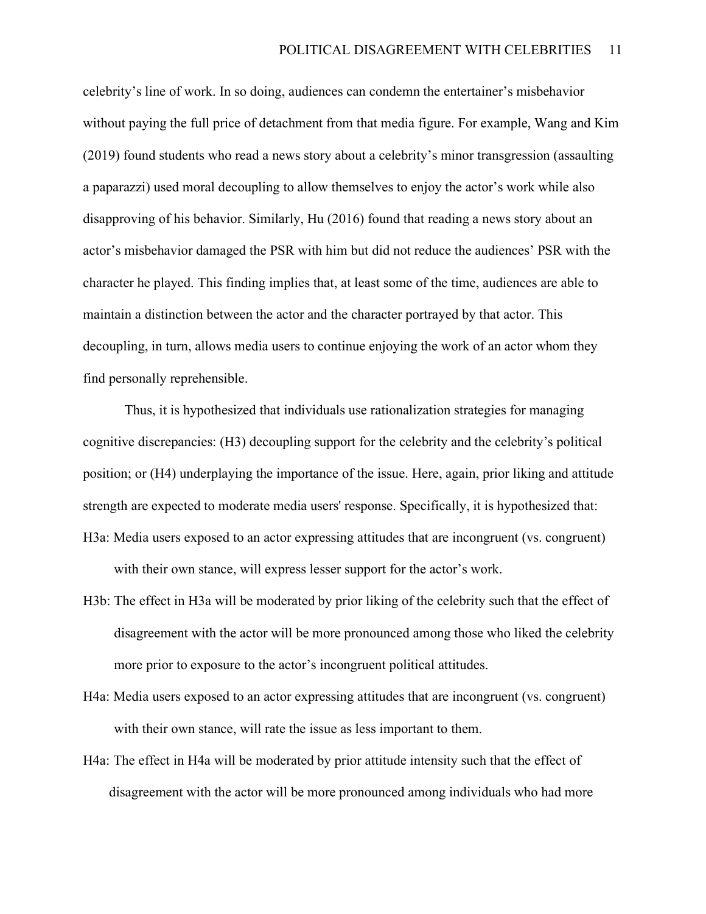celebrity's line of work. In so doing, audiences can condemn the entertainer's misbehavior without paying the full price of detachment from that media figure. For example, Wang and Kim (2019) found students who read a news story about a celebrity's minor transgression (assaulting a paparazzi) used moral decoupling to allow themselves to enjoy the actor's work while also disapproving of his behavior. Similarly, Hu (2016) found that reading a news story about an actor's misbehavior damaged the PSR with him but did not reduce the audiences' PSR with the character he played. This finding implies that, at least some of the time, audiences are able to maintain a distinction between the actor and the character portrayed by that actor. This decoupling, in turn, allows media users to continue enjoying the work of an actor whom they find personally reprehensible.

Thus, it is hypothesized that individuals use rationalization strategies for managing cognitive discrepancies: (H3) decoupling support for the celebrity and the celebrity's political position; or (H4) underplaying the importance of the issue. Here, again, prior liking and attitude strength are expected to moderate media users' response. Specifically, it is hypothesized that:

H3a: Media users exposed to an actor expressing attitudes that are incongruent (vs. congruent) with their own stance, will express lesser support for the actor's work.

H3b: The effect in H3a will be moderated by prior liking of the celebrity such that the effect of disagreement with the actor will be more pronounced among those who liked the celebrity more prior to exposure to the actor's incongruent political attitudes.

H4a: Media users exposed to an actor expressing attitudes that are incongruent (vs. congruent) with their own stance, will rate the issue as less important to them.

H4a: The effect in H4a will be moderated by prior attitude intensity such that the effect of disagreement with the actor will be more pronounced among individuals who had more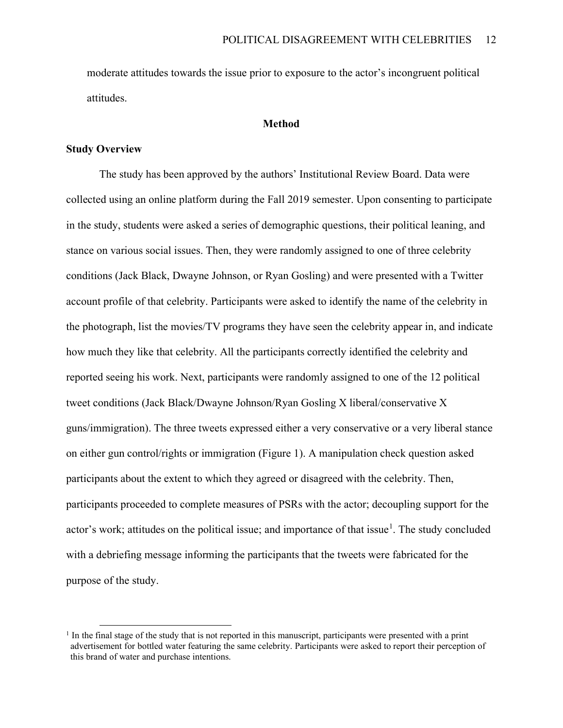moderate attitudes towards the issue prior to exposure to the actor's incongruent political attitudes.

## Method

### Study Overview

The study has been approved by the authors' Institutional Review Board. Data were collected using an online platform during the Fall 2019 semester. Upon consenting to participate in the study, students were asked a series of demographic questions, their political leaning, and stance on various social issues. Then, they were randomly assigned to one of three celebrity conditions (Jack Black, Dwayne Johnson, or Ryan Gosling) and were presented with a Twitter account profile of that celebrity. Participants were asked to identify the name of the celebrity in the photograph, list the movies/TV programs they have seen the celebrity appear in, and indicate how much they like that celebrity. All the participants correctly identified the celebrity and reported seeing his work. Next, participants were randomly assigned to one of the 12 political tweet conditions (Jack Black/Dwayne Johnson/Ryan Gosling X liberal/conservative X guns/immigration). The three tweets expressed either a very conservative or a very liberal stance on either gun control/rights or immigration (Figure 1). A manipulation check question asked participants about the extent to which they agreed or disagreed with the celebrity. Then, participants proceeded to complete measures of PSRs with the actor; decoupling support for the actor's work; attitudes on the political issue; and importance of that issue[1]. The study concluded with a debriefing message informing the participants that the tweets were fabricated for the purpose of the study.

[1] In the final stage of the study that is not reported in this manuscript, participants were presented with a print advertisement for bottled water featuring the same celebrity. Participants were asked to report their perception of this brand of water and purchase intentions.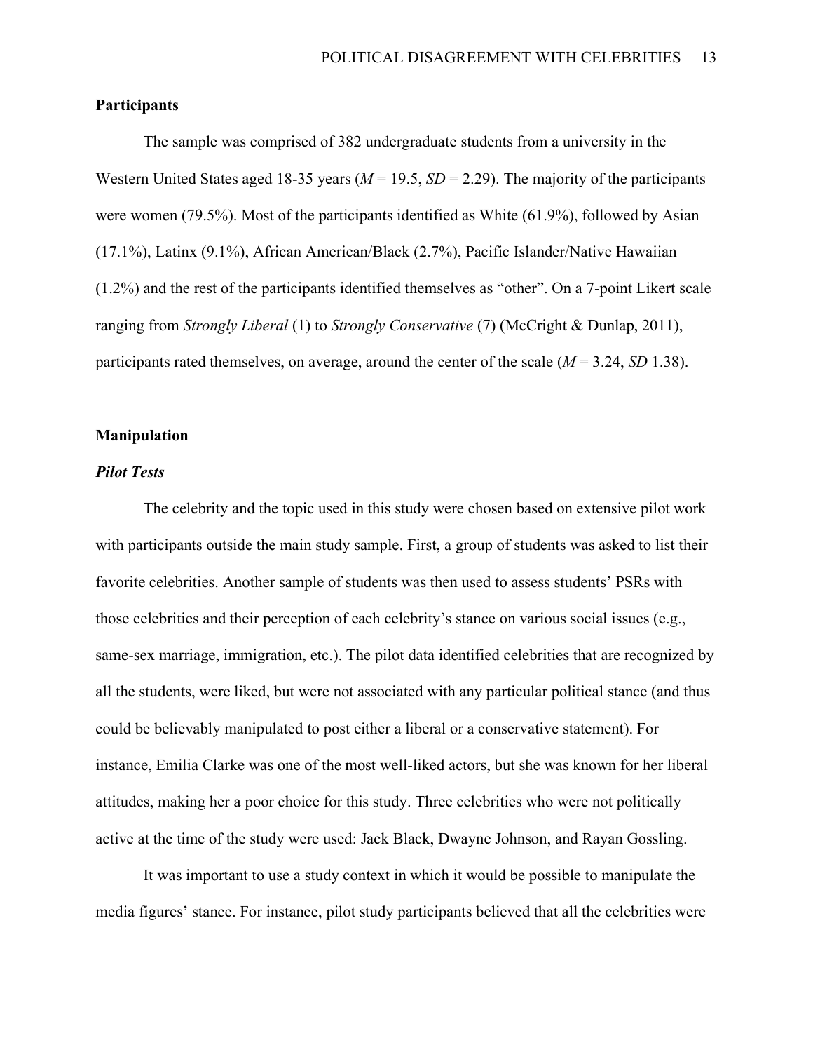**Participants**

The sample was comprised of 382 undergraduate students from a university in the Western United States aged 18-35 years ($M$ = 19.5, $SD$ = 2.29). The majority of the participants were women (79.5%). Most of the participants identified as White (61.9%), followed by Asian (17.1%), Latinx (9.1%), African American/Black (2.7%), Pacific Islander/Native Hawaiian (1.2%) and the rest of the participants identified themselves as "other". On a 7-point Likert scale ranging from *Strongly Liberal* (1) to *Strongly Conservative* (7) (McCright & Dunlap, 2011), participants rated themselves, on average, around the center of the scale ($M$ = 3.24, $SD$ 1.38).

**Manipulation**

***Pilot Tests***

The celebrity and the topic used in this study were chosen based on extensive pilot work with participants outside the main study sample. First, a group of students was asked to list their favorite celebrities. Another sample of students was then used to assess students' PSRs with those celebrities and their perception of each celebrity's stance on various social issues (e.g., same-sex marriage, immigration, etc.). The pilot data identified celebrities that are recognized by all the students, were liked, but were not associated with any particular political stance (and thus could be believably manipulated to post either a liberal or a conservative statement). For instance, Emilia Clarke was one of the most well-liked actors, but she was known for her liberal attitudes, making her a poor choice for this study. Three celebrities who were not politically active at the time of the study were used: Jack Black, Dwayne Johnson, and Rayan Gossling.

It was important to use a study context in which it would be possible to manipulate the media figures' stance. For instance, pilot study participants believed that all the celebrities were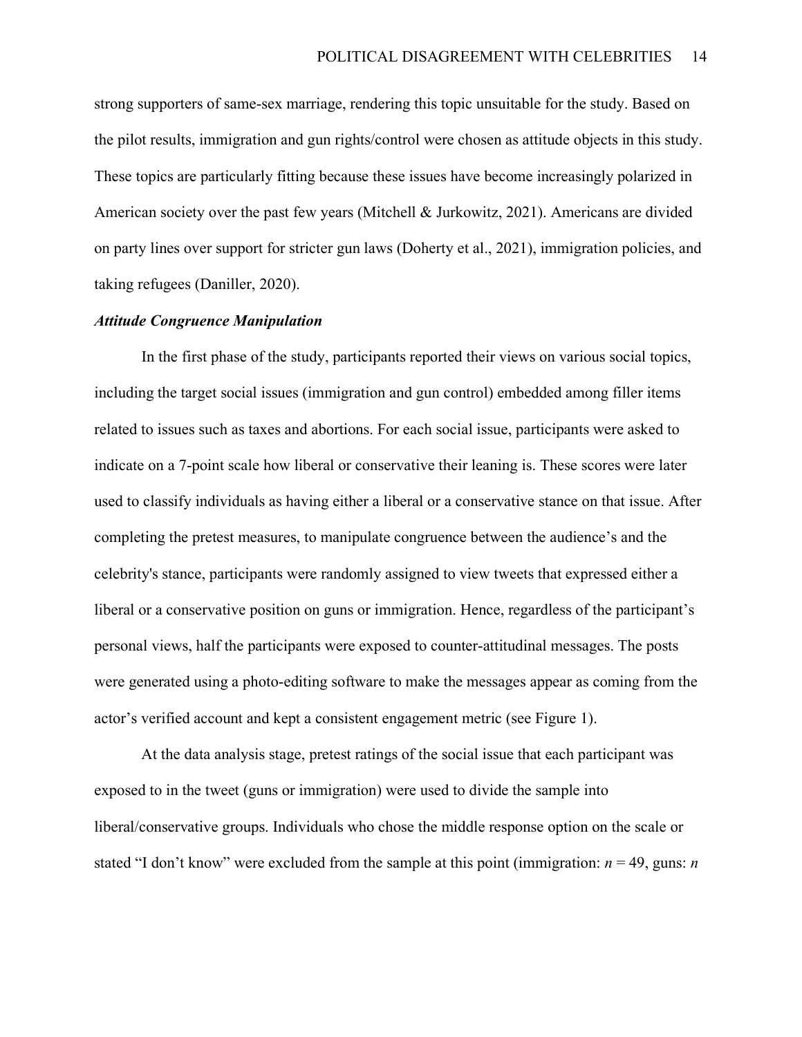strong supporters of same-sex marriage, rendering this topic unsuitable for the study. Based on the pilot results, immigration and gun rights/control were chosen as attitude objects in this study. These topics are particularly fitting because these issues have become increasingly polarized in American society over the past few years (Mitchell & Jurkowitz, 2021). Americans are divided on party lines over support for stricter gun laws (Doherty et al., 2021), immigration policies, and taking refugees (Daniller, 2020).

### ***Attitude Congruence Manipulation***

In the first phase of the study, participants reported their views on various social topics, including the target social issues (immigration and gun control) embedded among filler items related to issues such as taxes and abortions. For each social issue, participants were asked to indicate on a 7-point scale how liberal or conservative their leaning is. These scores were later used to classify individuals as having either a liberal or a conservative stance on that issue. After completing the pretest measures, to manipulate congruence between the audience's and the celebrity's stance, participants were randomly assigned to view tweets that expressed either a liberal or a conservative position on guns or immigration. Hence, regardless of the participant's personal views, half the participants were exposed to counter-attitudinal messages. The posts were generated using a photo-editing software to make the messages appear as coming from the actor's verified account and kept a consistent engagement metric (see Figure 1).

At the data analysis stage, pretest ratings of the social issue that each participant was exposed to in the tweet (guns or immigration) were used to divide the sample into liberal/conservative groups. Individuals who chose the middle response option on the scale or stated "I don't know" were excluded from the sample at this point (immigration: $n = 49$, guns: $n$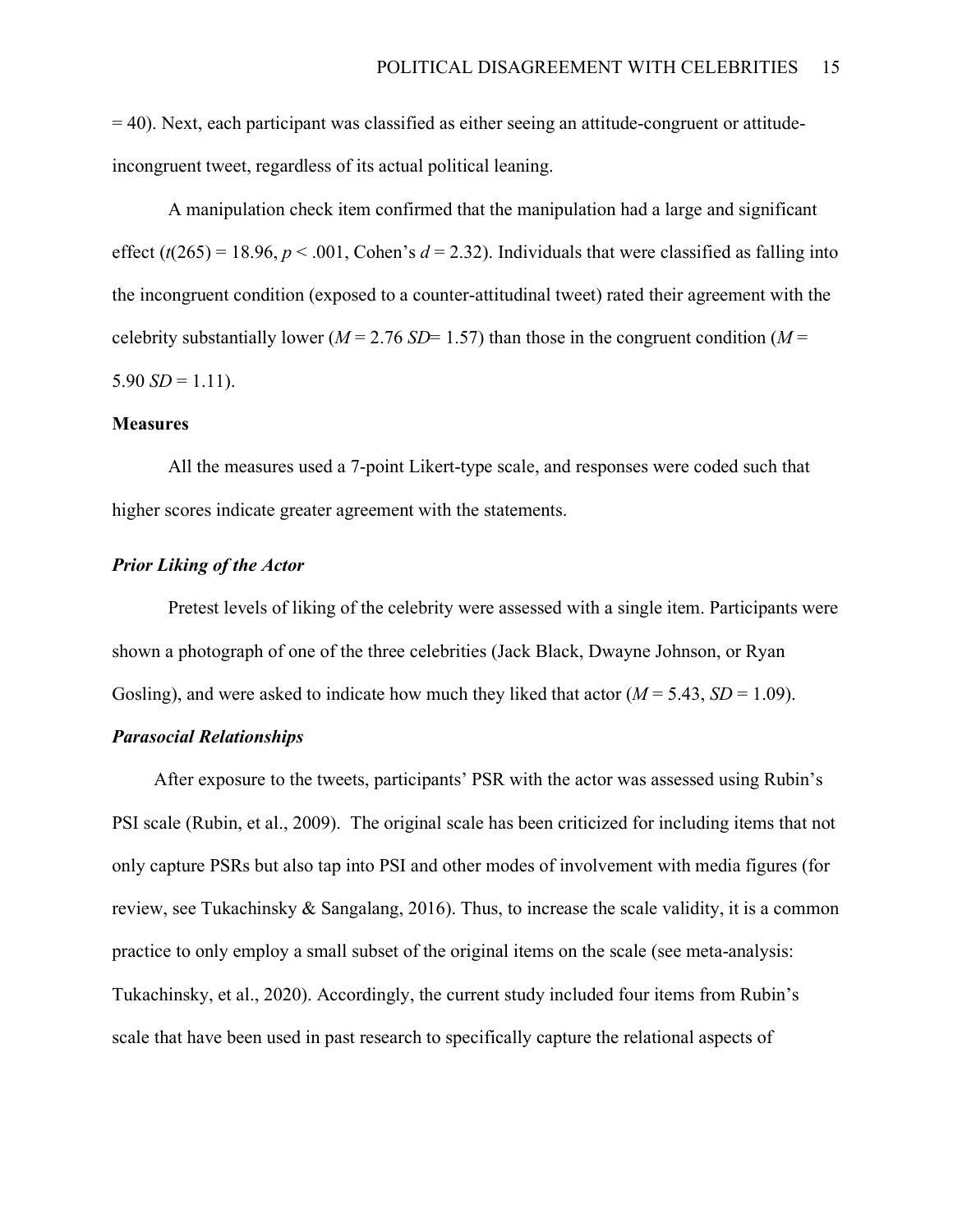= 40). Next, each participant was classified as either seeing an attitude-congruent or attitude-incongruent tweet, regardless of its actual political leaning.

A manipulation check item confirmed that the manipulation had a large and significant effect ($t(265) = 18.96$, $p < .001$, Cohen's $d = 2.32$). Individuals that were classified as falling into the incongruent condition (exposed to a counter-attitudinal tweet) rated their agreement with the celebrity substantially lower ($M = 2.76$ $SD = 1.57$) than those in the congruent condition ($M = 5.90$ $SD = 1.11$).

## Measures

All the measures used a 7-point Likert-type scale, and responses were coded such that higher scores indicate greater agreement with the statements.

### *Prior Liking of the Actor*

Pretest levels of liking of the celebrity were assessed with a single item. Participants were shown a photograph of one of the three celebrities (Jack Black, Dwayne Johnson, or Ryan Gosling), and were asked to indicate how much they liked that actor ($M = 5.43$, $SD = 1.09$).

### *Parasocial Relationships*

After exposure to the tweets, participants' PSR with the actor was assessed using Rubin's PSI scale (Rubin, et al., 2009). The original scale has been criticized for including items that not only capture PSRs but also tap into PSI and other modes of involvement with media figures (for review, see Tukachinsky & Sangalang, 2016). Thus, to increase the scale validity, it is a common practice to only employ a small subset of the original items on the scale (see meta-analysis: Tukachinsky, et al., 2020). Accordingly, the current study included four items from Rubin's scale that have been used in past research to specifically capture the relational aspects of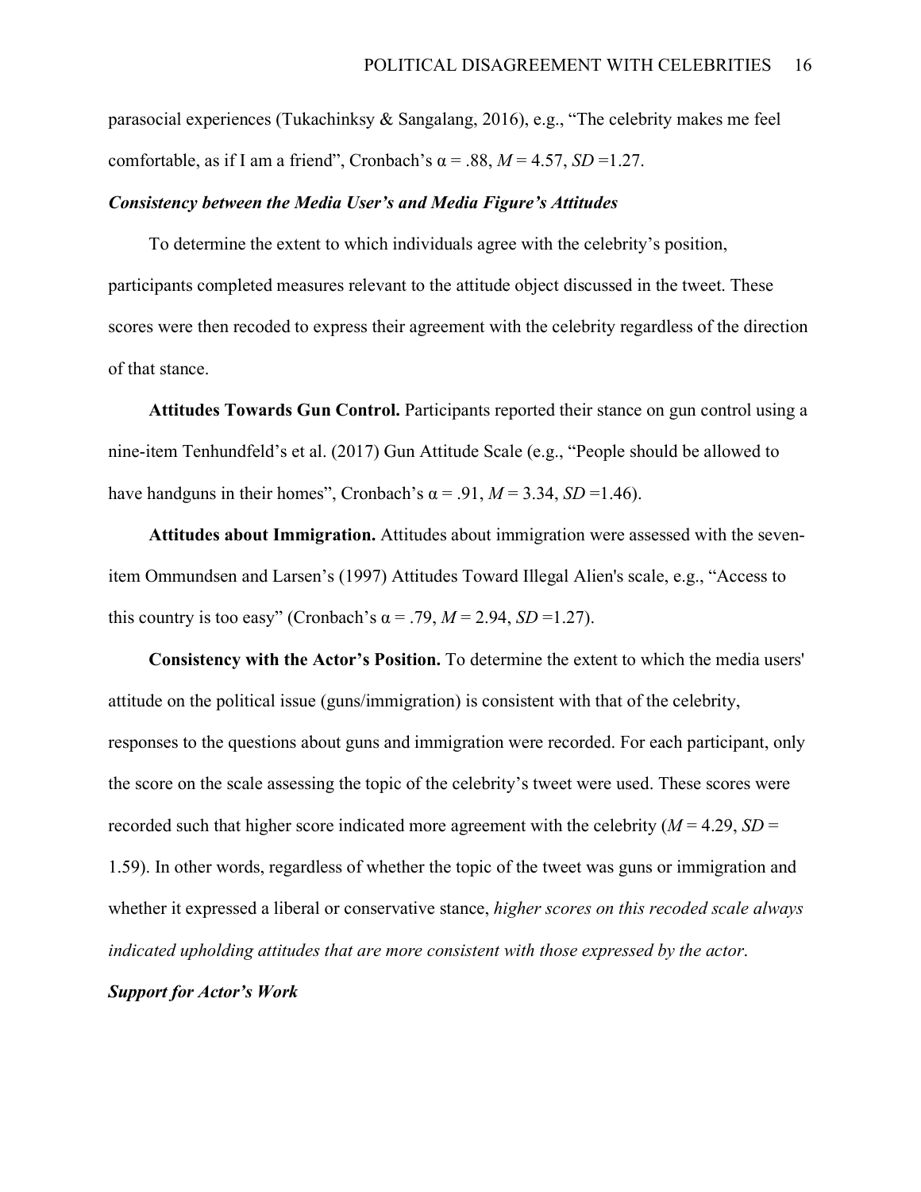parasocial experiences (Tukachinksy & Sangalang, 2016), e.g., “The celebrity makes me feel comfortable, as if I am a friend”, Cronbach’s α = .88, *M* = 4.57, *SD* =1.27.

### *Consistency between the Media User’s and Media Figure’s Attitudes*

To determine the extent to which individuals agree with the celebrity’s position, participants completed measures relevant to the attitude object discussed in the tweet. These scores were then recoded to express their agreement with the celebrity regardless of the direction of that stance.

**Attitudes Towards Gun Control.** Participants reported their stance on gun control using a nine-item Tenhundfeld’s et al. (2017) Gun Attitude Scale (e.g., “People should be allowed to have handguns in their homes”, Cronbach’s α = .91, *M* = 3.34, *SD* =1.46).

**Attitudes about Immigration.** Attitudes about immigration were assessed with the seven-item Ommundsen and Larsen’s (1997) Attitudes Toward Illegal Alien's scale, e.g., “Access to this country is too easy” (Cronbach’s α = .79, *M* = 2.94, *SD* =1.27).

**Consistency with the Actor’s Position.** To determine the extent to which the media users' attitude on the political issue (guns/immigration) is consistent with that of the celebrity, responses to the questions about guns and immigration were recorded. For each participant, only the score on the scale assessing the topic of the celebrity’s tweet were used. These scores were recorded such that higher score indicated more agreement with the celebrity (*M* = 4.29, *SD* = 1.59). In other words, regardless of whether the topic of the tweet was guns or immigration and whether it expressed a liberal or conservative stance, *higher scores on this recoded scale always indicated upholding attitudes that are more consistent with those expressed by the actor*.

### *Support for Actor’s Work*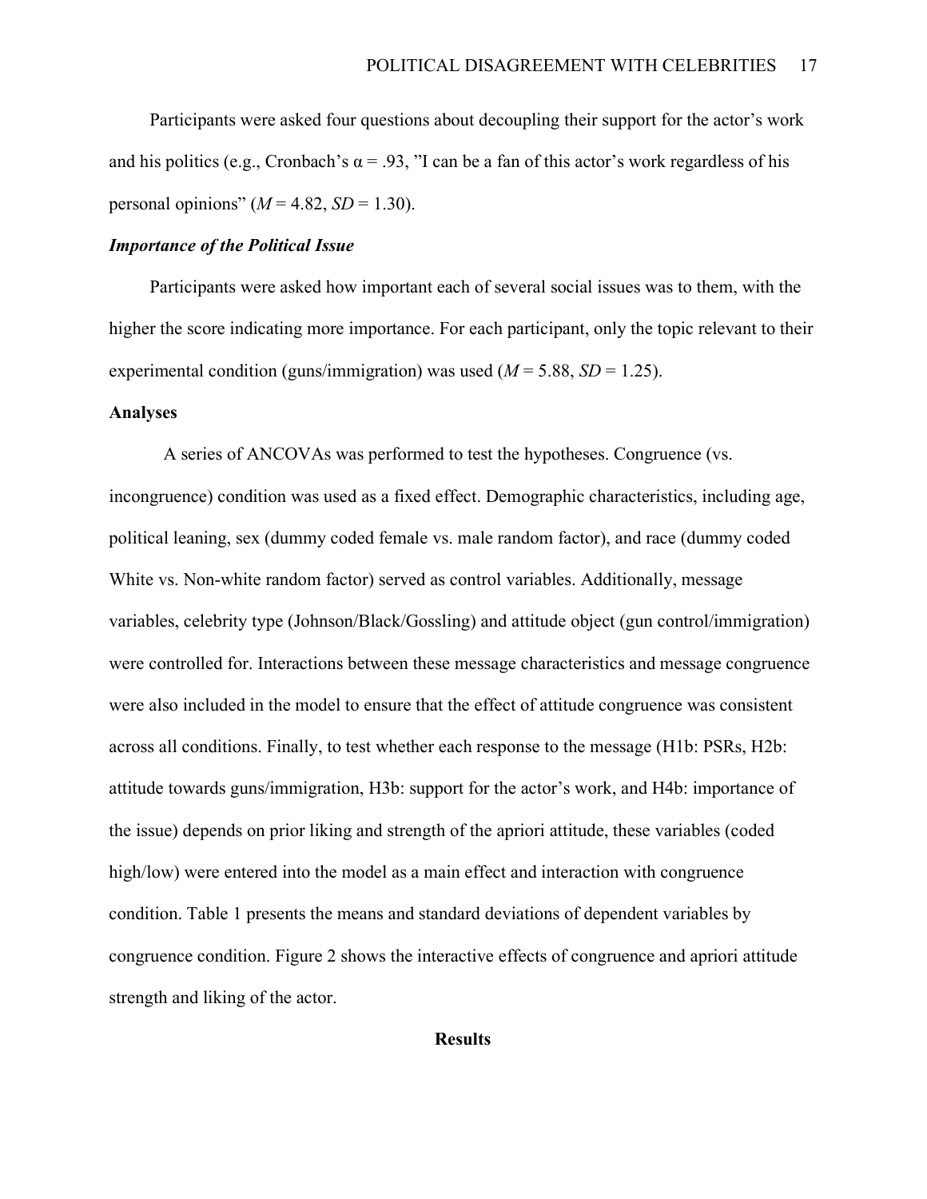Participants were asked four questions about decoupling their support for the actor's work and his politics (e.g., Cronbach's $\alpha = .93$, "I can be a fan of this actor's work regardless of his personal opinions" ($M = 4.82$, $SD = 1.30$).

### *Importance of the Political Issue*

Participants were asked how important each of several social issues was to them, with the higher the score indicating more importance. For each participant, only the topic relevant to their experimental condition (guns/immigration) was used ($M = 5.88$, $SD = 1.25$).

## Analyses

A series of ANCOVAs was performed to test the hypotheses. Congruence (vs. incongruence) condition was used as a fixed effect. Demographic characteristics, including age, political leaning, sex (dummy coded female vs. male random factor), and race (dummy coded White vs. Non-white random factor) served as control variables. Additionally, message variables, celebrity type (Johnson/Black/Gossling) and attitude object (gun control/immigration) were controlled for. Interactions between these message characteristics and message congruence were also included in the model to ensure that the effect of attitude congruence was consistent across all conditions. Finally, to test whether each response to the message (H1b: PSRs, H2b: attitude towards guns/immigration, H3b: support for the actor's work, and H4b: importance of the issue) depends on prior liking and strength of the apriori attitude, these variables (coded high/low) were entered into the model as a main effect and interaction with congruence condition. Table 1 presents the means and standard deviations of dependent variables by congruence condition. Figure 2 shows the interactive effects of congruence and apriori attitude strength and liking of the actor.

## Results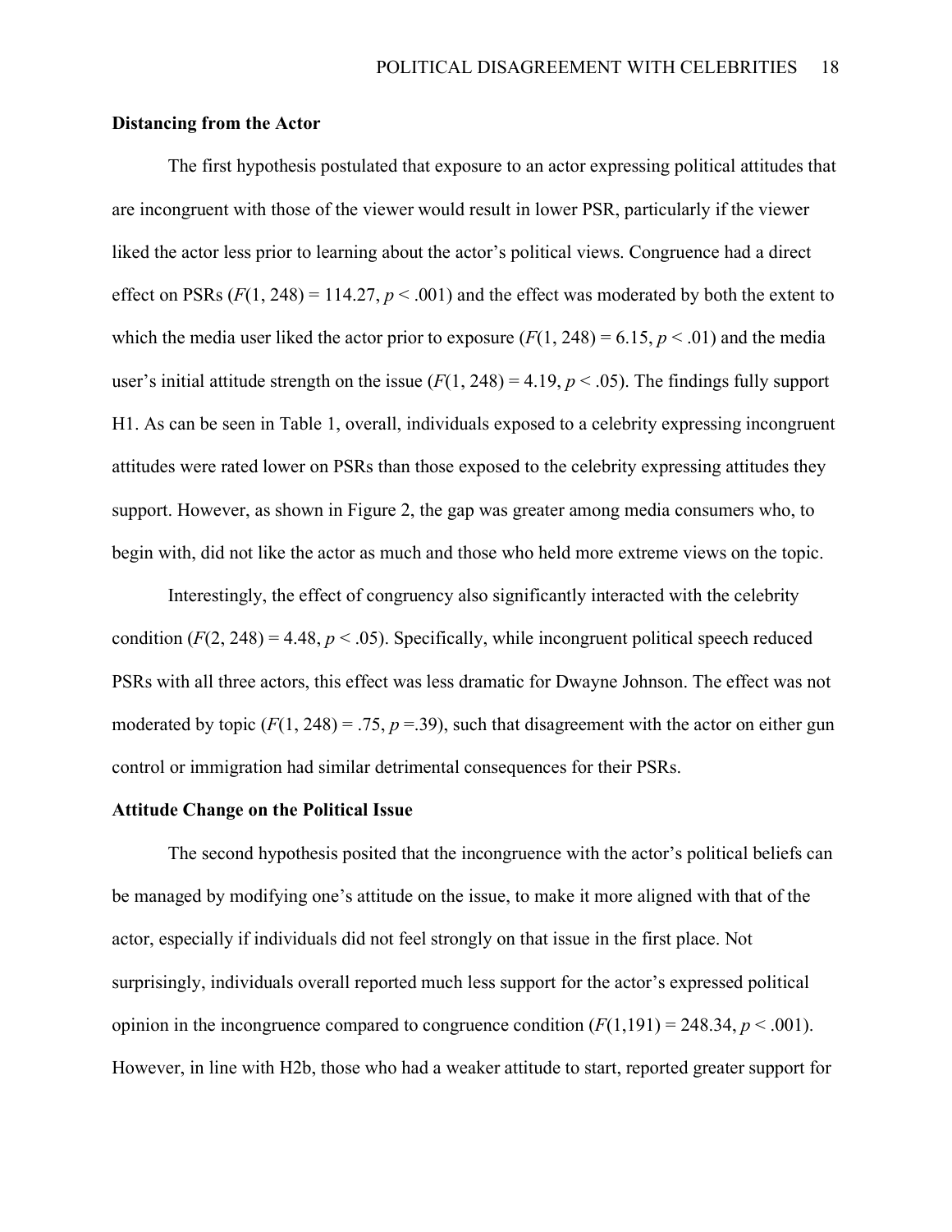**Distancing from the Actor**

The first hypothesis postulated that exposure to an actor expressing political attitudes that are incongruent with those of the viewer would result in lower PSR, particularly if the viewer liked the actor less prior to learning about the actor's political views. Congruence had a direct effect on PSRs ($F(1, 248) = 114.27$, $p < .001$) and the effect was moderated by both the extent to which the media user liked the actor prior to exposure ($F(1, 248) = 6.15$, $p < .01$) and the media user's initial attitude strength on the issue ($F(1, 248) = 4.19$, $p < .05$). The findings fully support H1. As can be seen in Table 1, overall, individuals exposed to a celebrity expressing incongruent attitudes were rated lower on PSRs than those exposed to the celebrity expressing attitudes they support. However, as shown in Figure 2, the gap was greater among media consumers who, to begin with, did not like the actor as much and those who held more extreme views on the topic.

Interestingly, the effect of congruency also significantly interacted with the celebrity condition ($F(2, 248) = 4.48$, $p < .05$). Specifically, while incongruent political speech reduced PSRs with all three actors, this effect was less dramatic for Dwayne Johnson. The effect was not moderated by topic ($F(1, 248) = .75$, $p = .39$), such that disagreement with the actor on either gun control or immigration had similar detrimental consequences for their PSRs.

**Attitude Change on the Political Issue**

The second hypothesis posited that the incongruence with the actor's political beliefs can be managed by modifying one's attitude on the issue, to make it more aligned with that of the actor, especially if individuals did not feel strongly on that issue in the first place. Not surprisingly, individuals overall reported much less support for the actor's expressed political opinion in the incongruence compared to congruence condition ($F(1,191) = 248.34$, $p < .001$). However, in line with H2b, those who had a weaker attitude to start, reported greater support for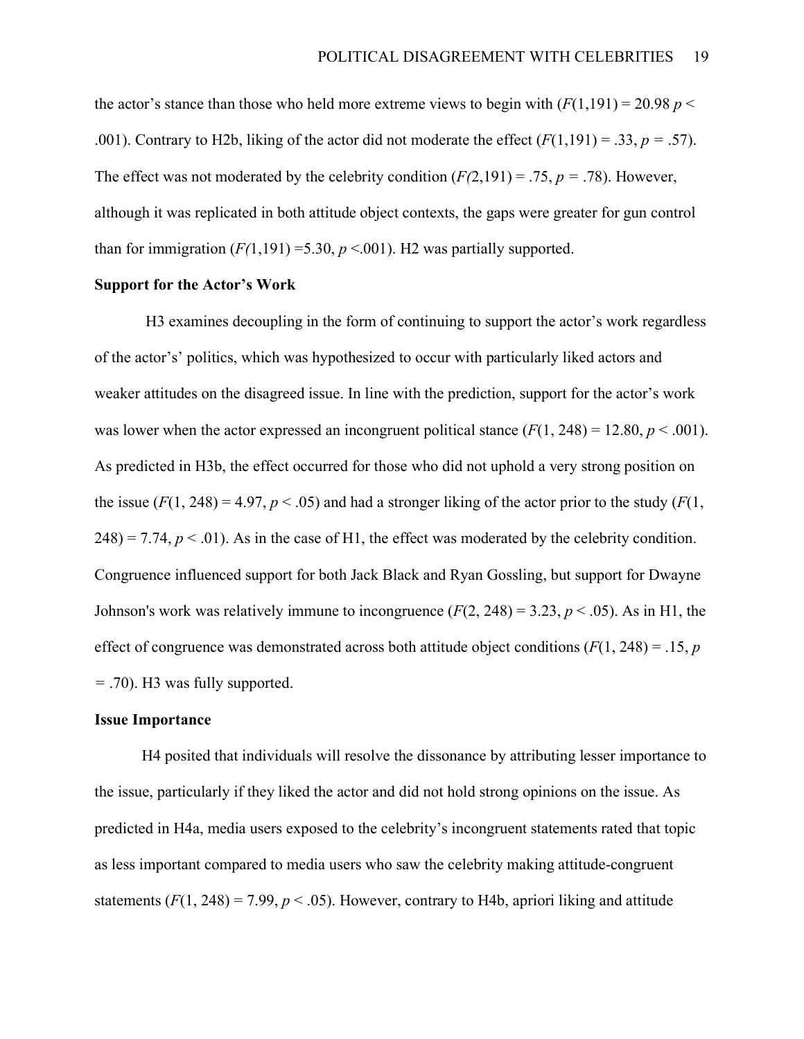the actor's stance than those who held more extreme views to begin with ($F(1,191) = 20.98$ $p < .001$). Contrary to H2b, liking of the actor did not moderate the effect ($F(1,191) = .33$, $p = .57$). The effect was not moderated by the celebrity condition ($F(2,191) = .75$, $p = .78$). However, although it was replicated in both attitude object contexts, the gaps were greater for gun control than for immigration ($F(1,191) = 5.30$, $p < .001$). H2 was partially supported.

**Support for the Actor's Work**

H3 examines decoupling in the form of continuing to support the actor's work regardless of the actor's' politics, which was hypothesized to occur with particularly liked actors and weaker attitudes on the disagreed issue. In line with the prediction, support for the actor's work was lower when the actor expressed an incongruent political stance ($F(1, 248) = 12.80$, $p < .001$). As predicted in H3b, the effect occurred for those who did not uphold a very strong position on the issue ($F(1, 248) = 4.97$, $p < .05$) and had a stronger liking of the actor prior to the study ($F(1, 248) = 7.74$, $p < .01$). As in the case of H1, the effect was moderated by the celebrity condition. Congruence influenced support for both Jack Black and Ryan Gossling, but support for Dwayne Johnson's work was relatively immune to incongruence ($F(2, 248) = 3.23$, $p < .05$). As in H1, the effect of congruence was demonstrated across both attitude object conditions ($F(1, 248) = .15$, $p = .70$). H3 was fully supported.

**Issue Importance**

H4 posited that individuals will resolve the dissonance by attributing lesser importance to the issue, particularly if they liked the actor and did not hold strong opinions on the issue. As predicted in H4a, media users exposed to the celebrity's incongruent statements rated that topic as less important compared to media users who saw the celebrity making attitude-congruent statements ($F(1, 248) = 7.99$, $p < .05$). However, contrary to H4b, apriori liking and attitude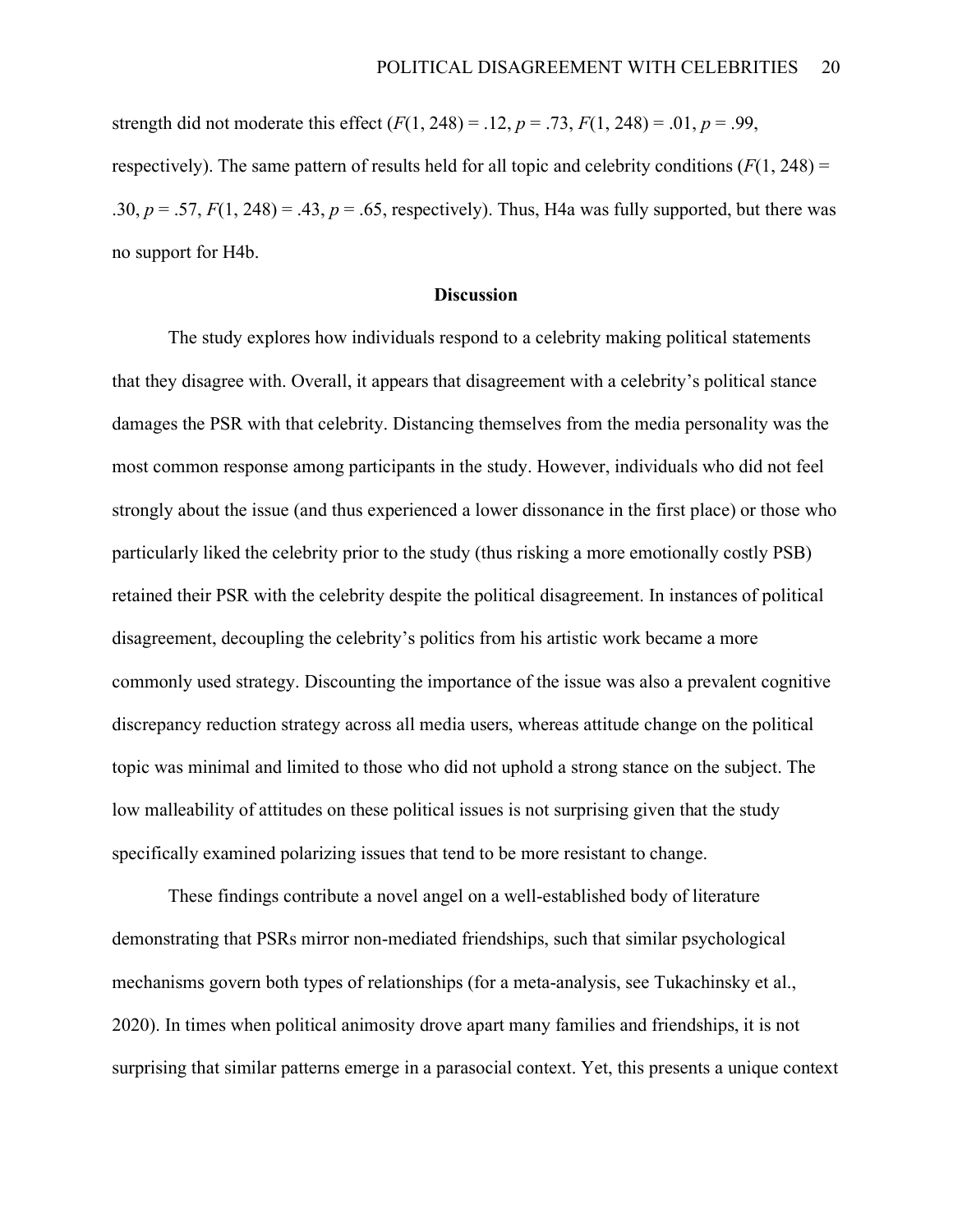strength did not moderate this effect ($F(1, 248) = .12$, $p = .73$, $F(1, 248) = .01$, $p = .99$, respectively). The same pattern of results held for all topic and celebrity conditions ($F(1, 248) = .30$, $p = .57$, $F(1, 248) = .43$, $p = .65$, respectively). Thus, H4a was fully supported, but there was no support for H4b.

## Discussion

The study explores how individuals respond to a celebrity making political statements that they disagree with. Overall, it appears that disagreement with a celebrity's political stance damages the PSR with that celebrity. Distancing themselves from the media personality was the most common response among participants in the study. However, individuals who did not feel strongly about the issue (and thus experienced a lower dissonance in the first place) or those who particularly liked the celebrity prior to the study (thus risking a more emotionally costly PSB) retained their PSR with the celebrity despite the political disagreement. In instances of political disagreement, decoupling the celebrity's politics from his artistic work became a more commonly used strategy. Discounting the importance of the issue was also a prevalent cognitive discrepancy reduction strategy across all media users, whereas attitude change on the political topic was minimal and limited to those who did not uphold a strong stance on the subject. The low malleability of attitudes on these political issues is not surprising given that the study specifically examined polarizing issues that tend to be more resistant to change.

These findings contribute a novel angel on a well-established body of literature demonstrating that PSRs mirror non-mediated friendships, such that similar psychological mechanisms govern both types of relationships (for a meta-analysis, see Tukachinsky et al., 2020). In times when political animosity drove apart many families and friendships, it is not surprising that similar patterns emerge in a parasocial context. Yet, this presents a unique context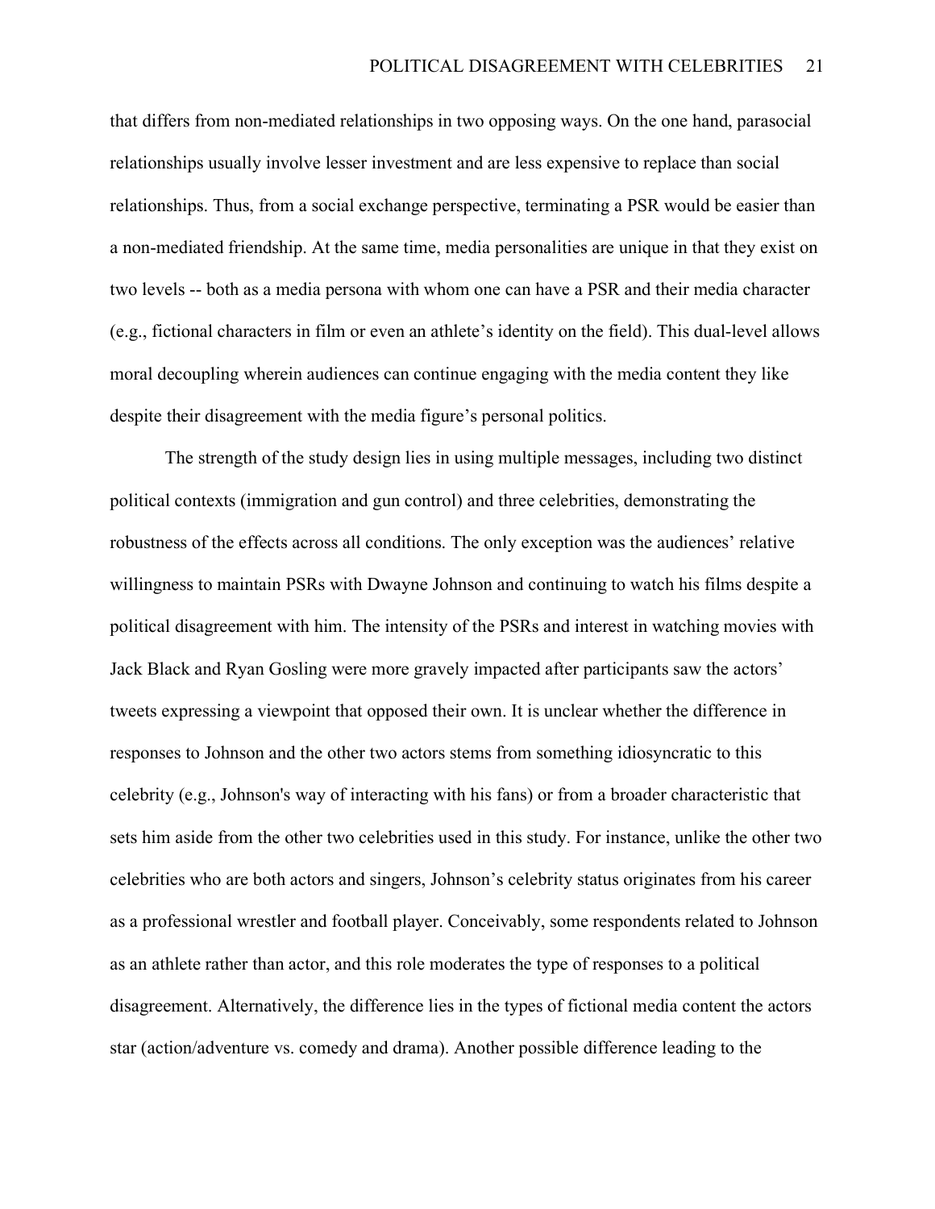that differs from non-mediated relationships in two opposing ways. On the one hand, parasocial relationships usually involve lesser investment and are less expensive to replace than social relationships. Thus, from a social exchange perspective, terminating a PSR would be easier than a non-mediated friendship. At the same time, media personalities are unique in that they exist on two levels -- both as a media persona with whom one can have a PSR and their media character (e.g., fictional characters in film or even an athlete's identity on the field). This dual-level allows moral decoupling wherein audiences can continue engaging with the media content they like despite their disagreement with the media figure's personal politics.

The strength of the study design lies in using multiple messages, including two distinct political contexts (immigration and gun control) and three celebrities, demonstrating the robustness of the effects across all conditions. The only exception was the audiences' relative willingness to maintain PSRs with Dwayne Johnson and continuing to watch his films despite a political disagreement with him. The intensity of the PSRs and interest in watching movies with Jack Black and Ryan Gosling were more gravely impacted after participants saw the actors' tweets expressing a viewpoint that opposed their own. It is unclear whether the difference in responses to Johnson and the other two actors stems from something idiosyncratic to this celebrity (e.g., Johnson's way of interacting with his fans) or from a broader characteristic that sets him aside from the other two celebrities used in this study. For instance, unlike the other two celebrities who are both actors and singers, Johnson's celebrity status originates from his career as a professional wrestler and football player. Conceivably, some respondents related to Johnson as an athlete rather than actor, and this role moderates the type of responses to a political disagreement. Alternatively, the difference lies in the types of fictional media content the actors star (action/adventure vs. comedy and drama). Another possible difference leading to the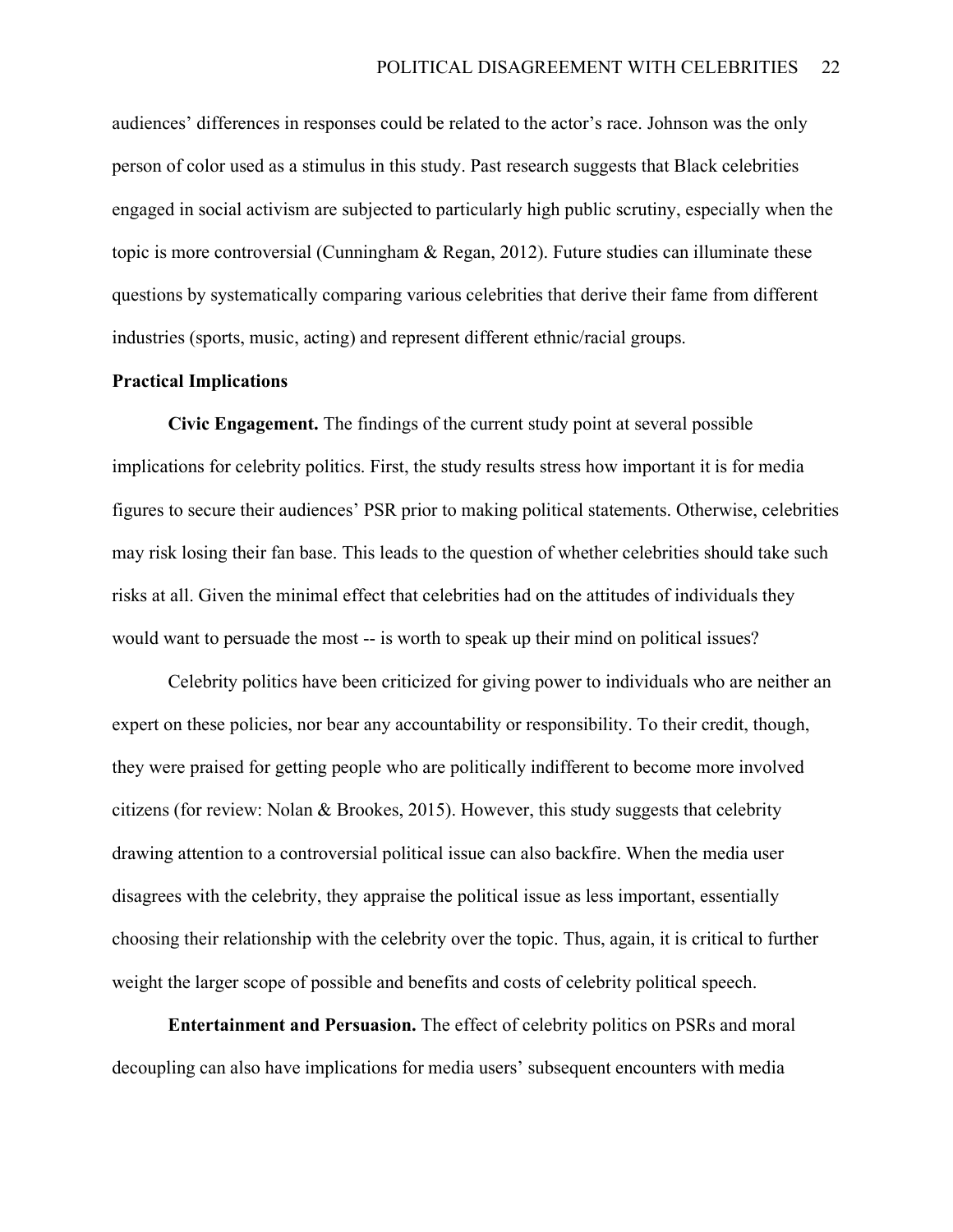audiences' differences in responses could be related to the actor's race. Johnson was the only person of color used as a stimulus in this study. Past research suggests that Black celebrities engaged in social activism are subjected to particularly high public scrutiny, especially when the topic is more controversial (Cunningham & Regan, 2012). Future studies can illuminate these questions by systematically comparing various celebrities that derive their fame from different industries (sports, music, acting) and represent different ethnic/racial groups.

**Practical Implications**

**Civic Engagement.** The findings of the current study point at several possible implications for celebrity politics. First, the study results stress how important it is for media figures to secure their audiences' PSR prior to making political statements. Otherwise, celebrities may risk losing their fan base. This leads to the question of whether celebrities should take such risks at all. Given the minimal effect that celebrities had on the attitudes of individuals they would want to persuade the most -- is worth to speak up their mind on political issues?

Celebrity politics have been criticized for giving power to individuals who are neither an expert on these policies, nor bear any accountability or responsibility. To their credit, though, they were praised for getting people who are politically indifferent to become more involved citizens (for review: Nolan & Brookes, 2015). However, this study suggests that celebrity drawing attention to a controversial political issue can also backfire. When the media user disagrees with the celebrity, they appraise the political issue as less important, essentially choosing their relationship with the celebrity over the topic. Thus, again, it is critical to further weight the larger scope of possible and benefits and costs of celebrity political speech.

**Entertainment and Persuasion.** The effect of celebrity politics on PSRs and moral decoupling can also have implications for media users' subsequent encounters with media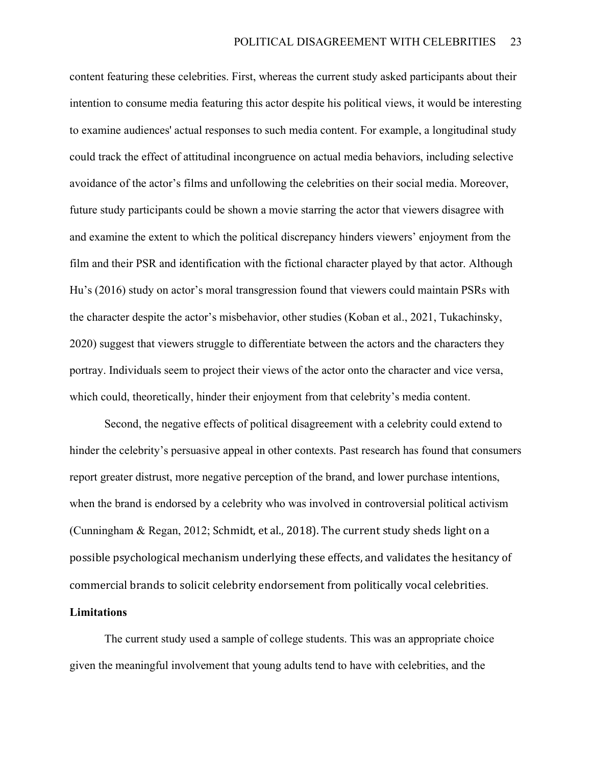content featuring these celebrities. First, whereas the current study asked participants about their intention to consume media featuring this actor despite his political views, it would be interesting to examine audiences' actual responses to such media content. For example, a longitudinal study could track the effect of attitudinal incongruence on actual media behaviors, including selective avoidance of the actor's films and unfollowing the celebrities on their social media. Moreover, future study participants could be shown a movie starring the actor that viewers disagree with and examine the extent to which the political discrepancy hinders viewers' enjoyment from the film and their PSR and identification with the fictional character played by that actor. Although Hu's (2016) study on actor's moral transgression found that viewers could maintain PSRs with the character despite the actor's misbehavior, other studies (Koban et al., 2021, Tukachinsky, 2020) suggest that viewers struggle to differentiate between the actors and the characters they portray. Individuals seem to project their views of the actor onto the character and vice versa, which could, theoretically, hinder their enjoyment from that celebrity's media content.

Second, the negative effects of political disagreement with a celebrity could extend to hinder the celebrity's persuasive appeal in other contexts. Past research has found that consumers report greater distrust, more negative perception of the brand, and lower purchase intentions, when the brand is endorsed by a celebrity who was involved in controversial political activism (Cunningham & Regan, 2012; Schmidt, et al., 2018). The current study sheds light on a possible psychological mechanism underlying these effects, and validates the hesitancy of commercial brands to solicit celebrity endorsement from politically vocal celebrities.

## Limitations

The current study used a sample of college students. This was an appropriate choice given the meaningful involvement that young adults tend to have with celebrities, and the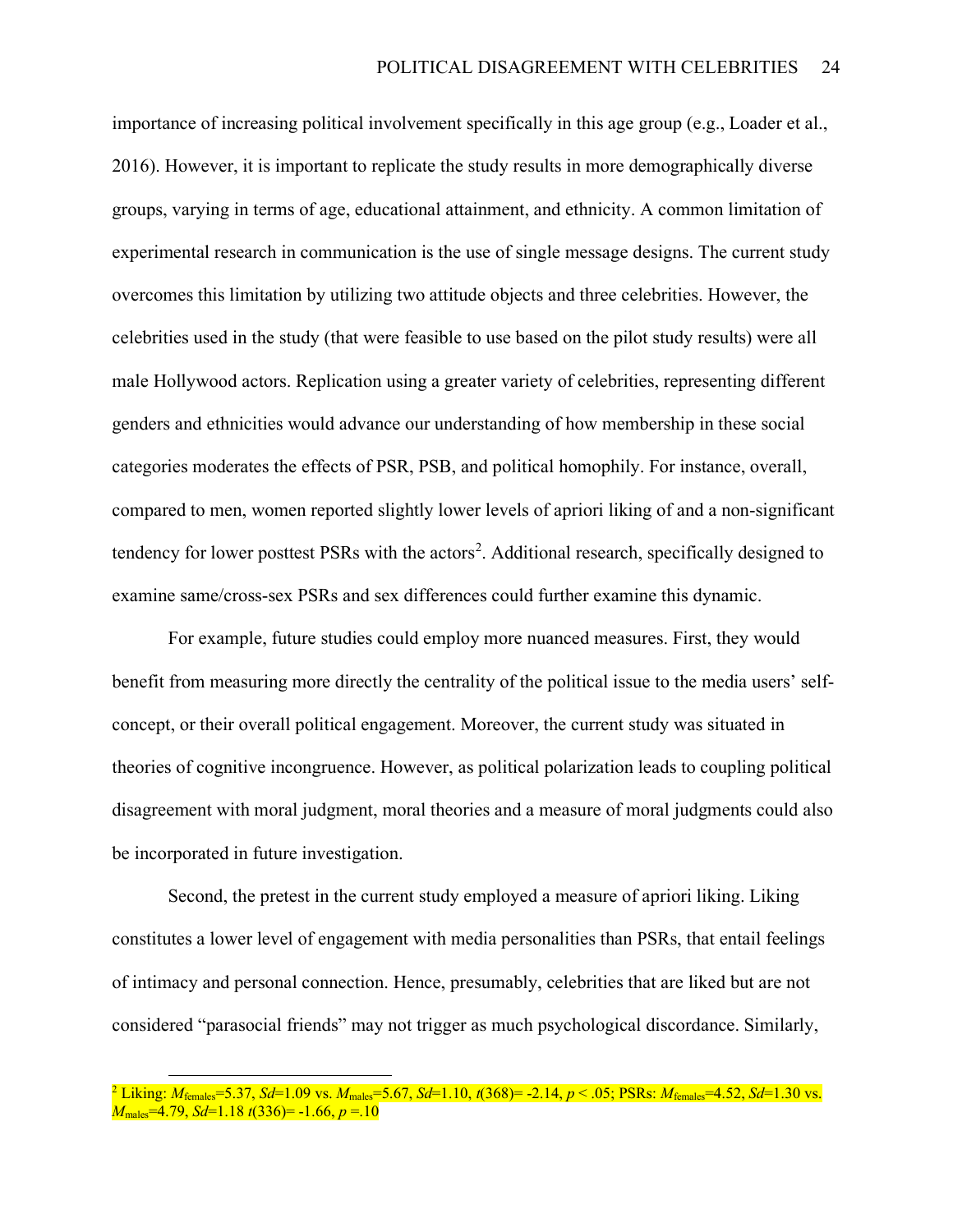importance of increasing political involvement specifically in this age group (e.g., Loader et al., 2016). However, it is important to replicate the study results in more demographically diverse groups, varying in terms of age, educational attainment, and ethnicity. A common limitation of experimental research in communication is the use of single message designs. The current study overcomes this limitation by utilizing two attitude objects and three celebrities. However, the celebrities used in the study (that were feasible to use based on the pilot study results) were all male Hollywood actors. Replication using a greater variety of celebrities, representing different genders and ethnicities would advance our understanding of how membership in these social categories moderates the effects of PSR, PSB, and political homophily. For instance, overall, compared to men, women reported slightly lower levels of apriori liking of and a non-significant tendency for lower posttest PSRs with the actors[2]. Additional research, specifically designed to examine same/cross-sex PSRs and sex differences could further examine this dynamic.

For example, future studies could employ more nuanced measures. First, they would benefit from measuring more directly the centrality of the political issue to the media users' self-concept, or their overall political engagement. Moreover, the current study was situated in theories of cognitive incongruence. However, as political polarization leads to coupling political disagreement with moral judgment, moral theories and a measure of moral judgments could also be incorporated in future investigation.

Second, the pretest in the current study employed a measure of apriori liking. Liking constitutes a lower level of engagement with media personalities than PSRs, that entail feelings of intimacy and personal connection. Hence, presumably, celebrities that are liked but are not considered "parasocial friends" may not trigger as much psychological discordance. Similarly,

[2] Liking: $M_{\text{females}}$=5.37, *Sd*=1.09 vs. $M_{\text{males}}$=5.67, *Sd*=1.10, $t(368)$= -2.14, $p < .05$; PSRs: $M_{\text{females}}$=4.52, *Sd*=1.30 vs. $M_{\text{males}}$=4.79, *Sd*=1.18 $t(336)$= -1.66, $p$ =.10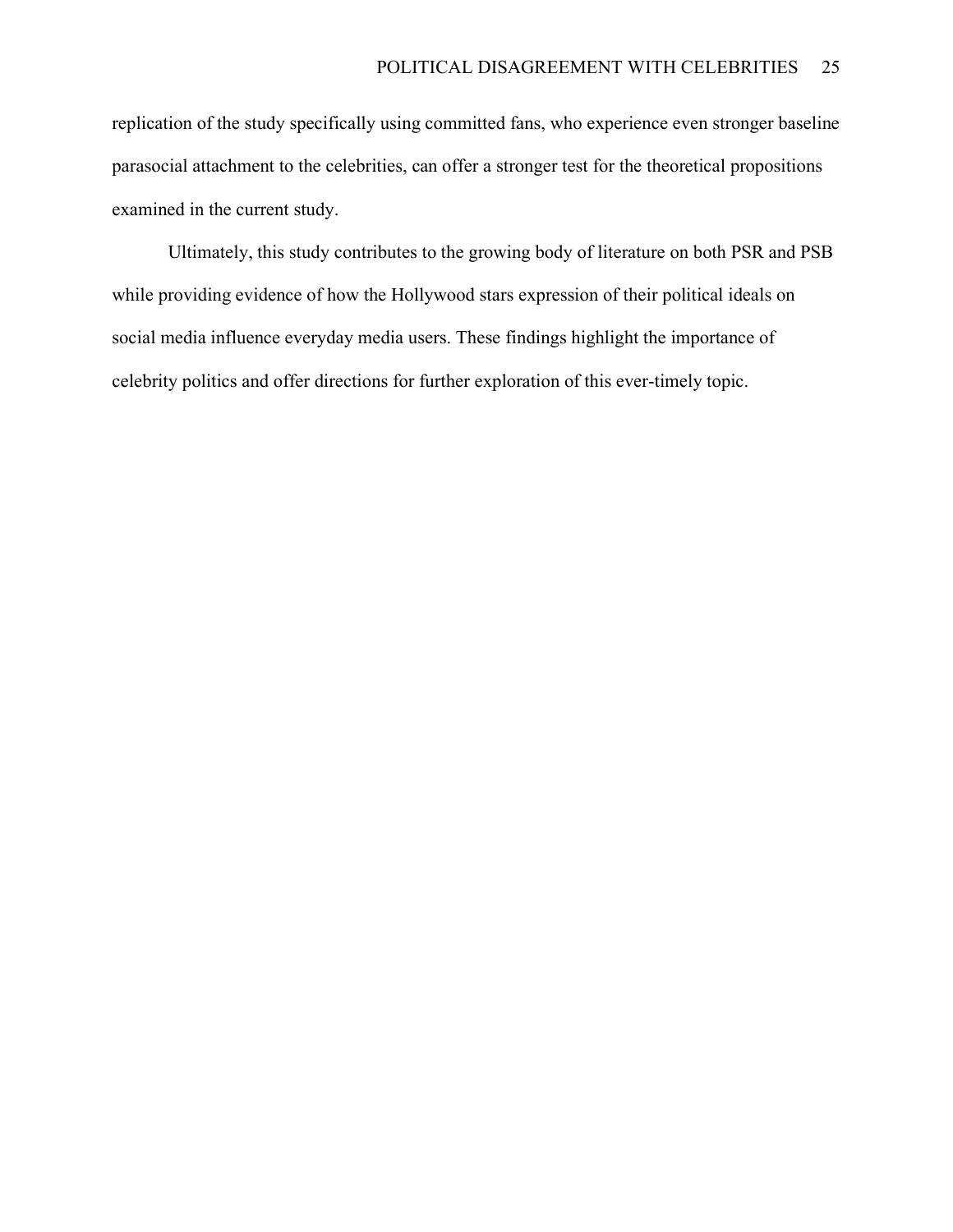replication of the study specifically using committed fans, who experience even stronger baseline parasocial attachment to the celebrities, can offer a stronger test for the theoretical propositions examined in the current study.

Ultimately, this study contributes to the growing body of literature on both PSR and PSB while providing evidence of how the Hollywood stars expression of their political ideals on social media influence everyday media users. These findings highlight the importance of celebrity politics and offer directions for further exploration of this ever-timely topic.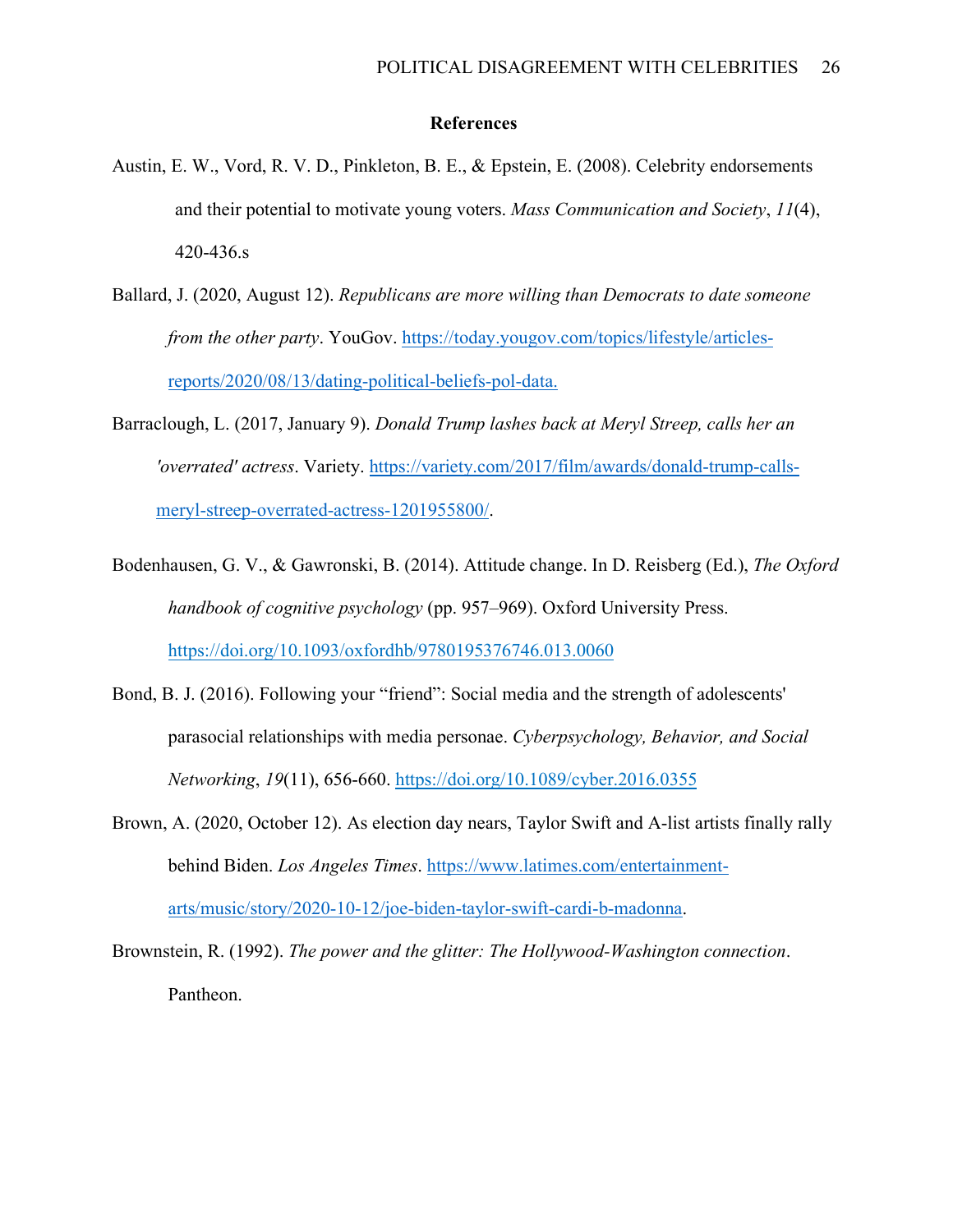# References

Austin, E. W., Vord, R. V. D., Pinkleton, B. E., & Epstein, E. (2008). Celebrity endorsements and their potential to motivate young voters. *Mass Communication and Society*, *11*(4), 420-436.s

Ballard, J. (2020, August 12). *Republicans are more willing than Democrats to date someone from the other party*. YouGov. https://today.yougov.com/topics/lifestyle/articles-reports/2020/08/13/dating-political-beliefs-pol-data.

Barraclough, L. (2017, January 9). *Donald Trump lashes back at Meryl Streep, calls her an 'overrated' actress*. Variety. https://variety.com/2017/film/awards/donald-trump-calls-meryl-streep-overrated-actress-1201955800/.

Bodenhausen, G. V., & Gawronski, B. (2014). Attitude change. In D. Reisberg (Ed.), *The Oxford handbook of cognitive psychology* (pp. 957–969). Oxford University Press. https://doi.org/10.1093/oxfordhb/9780195376746.013.0060

Bond, B. J. (2016). Following your "friend": Social media and the strength of adolescents' parasocial relationships with media personae. *Cyberpsychology, Behavior, and Social Networking*, *19*(11), 656-660. https://doi.org/10.1089/cyber.2016.0355

Brown, A. (2020, October 12). As election day nears, Taylor Swift and A-list artists finally rally behind Biden. *Los Angeles Times*. https://www.latimes.com/entertainment-arts/music/story/2020-10-12/joe-biden-taylor-swift-cardi-b-madonna.

Brownstein, R. (1992). *The power and the glitter: The Hollywood-Washington connection*. Pantheon.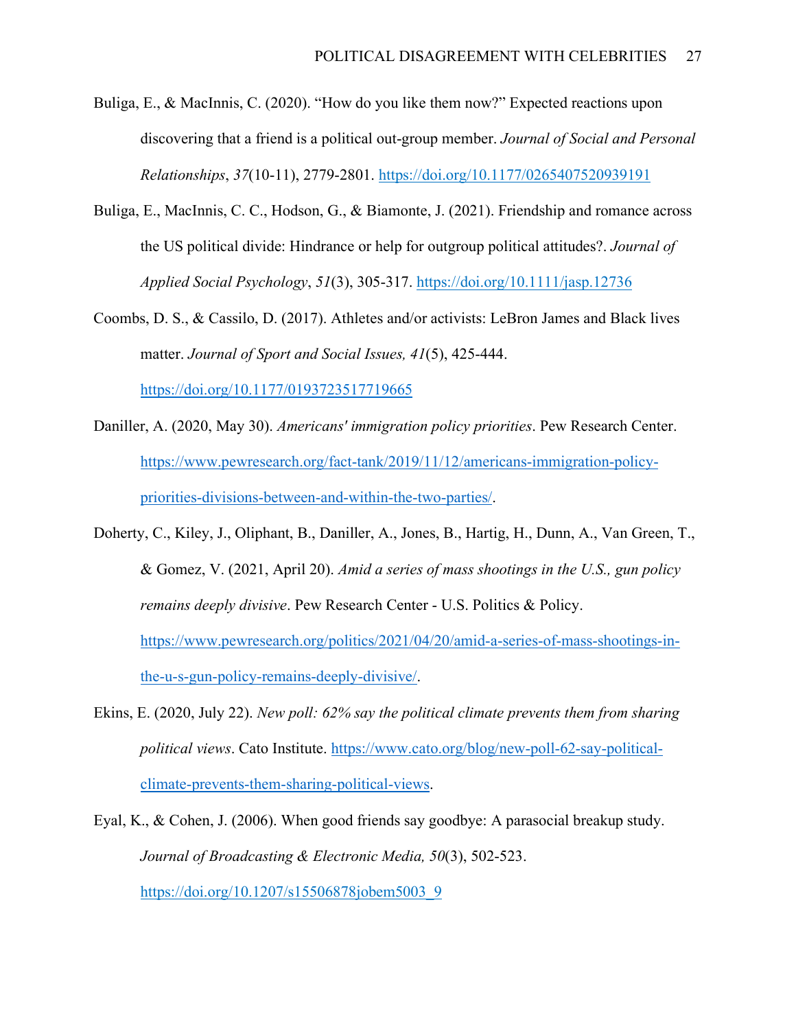Buliga, E., & MacInnis, C. (2020). "How do you like them now?" Expected reactions upon discovering that a friend is a political out-group member. *Journal of Social and Personal Relationships*, *37*(10-11), 2779-2801. https://doi.org/10.1177/0265407520939191

Buliga, E., MacInnis, C. C., Hodson, G., & Biamonte, J. (2021). Friendship and romance across the US political divide: Hindrance or help for outgroup political attitudes?. *Journal of Applied Social Psychology*, *51*(3), 305-317. https://doi.org/10.1111/jasp.12736

Coombs, D. S., & Cassilo, D. (2017). Athletes and/or activists: LeBron James and Black lives matter. *Journal of Sport and Social Issues, 41*(5), 425-444. https://doi.org/10.1177/0193723517719665

Daniller, A. (2020, May 30). *Americans' immigration policy priorities*. Pew Research Center. https://www.pewresearch.org/fact-tank/2019/11/12/americans-immigration-policy-priorities-divisions-between-and-within-the-two-parties/.

Doherty, C., Kiley, J., Oliphant, B., Daniller, A., Jones, B., Hartig, H., Dunn, A., Van Green, T., & Gomez, V. (2021, April 20). *Amid a series of mass shootings in the U.S., gun policy remains deeply divisive*. Pew Research Center - U.S. Politics & Policy. https://www.pewresearch.org/politics/2021/04/20/amid-a-series-of-mass-shootings-in-the-u-s-gun-policy-remains-deeply-divisive/.

Ekins, E. (2020, July 22). *New poll: 62% say the political climate prevents them from sharing political views*. Cato Institute. https://www.cato.org/blog/new-poll-62-say-political-climate-prevents-them-sharing-political-views.

Eyal, K., & Cohen, J. (2006). When good friends say goodbye: A parasocial breakup study. *Journal of Broadcasting & Electronic Media, 50*(3), 502-523. https://doi.org/10.1207/s15506878jobem5003_9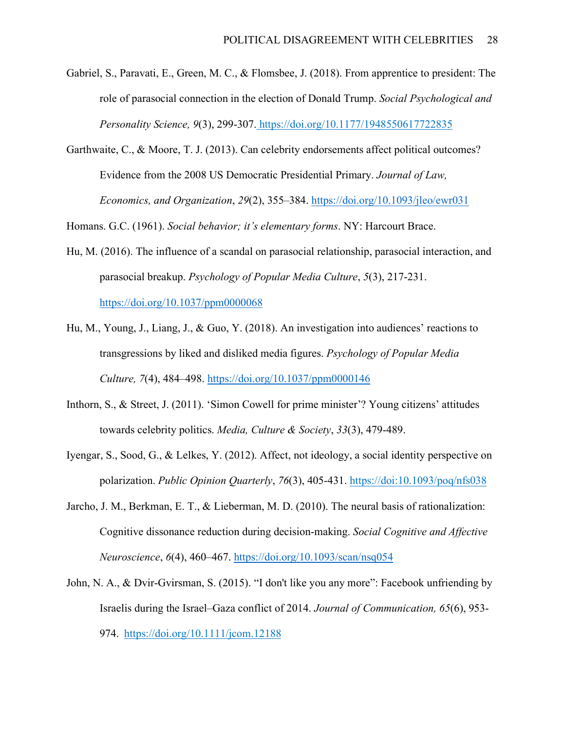Gabriel, S., Paravati, E., Green, M. C., & Flomsbee, J. (2018). From apprentice to president: The role of parasocial connection in the election of Donald Trump. *Social Psychological and Personality Science, 9*(3), 299-307. https://doi.org/10.1177/1948550617722835

Garthwaite, C., & Moore, T. J. (2013). Can celebrity endorsements affect political outcomes? Evidence from the 2008 US Democratic Presidential Primary. *Journal of Law, Economics, and Organization*, *29*(2), 355–384. https://doi.org/10.1093/jleo/ewr031

Homans. G.C. (1961). *Social behavior; it's elementary forms*. NY: Harcourt Brace.

Hu, M. (2016). The influence of a scandal on parasocial relationship, parasocial interaction, and parasocial breakup. *Psychology of Popular Media Culture*, *5*(3), 217-231. https://doi.org/10.1037/ppm0000068

Hu, M., Young, J., Liang, J., & Guo, Y. (2018). An investigation into audiences' reactions to transgressions by liked and disliked media figures. *Psychology of Popular Media Culture, 7*(4), 484–498. https://doi.org/10.1037/ppm0000146

Inthorn, S., & Street, J. (2011). 'Simon Cowell for prime minister'? Young citizens' attitudes towards celebrity politics. *Media, Culture & Society*, *33*(3), 479-489.

Iyengar, S., Sood, G., & Lelkes, Y. (2012). Affect, not ideology, a social identity perspective on polarization. *Public Opinion Quarterly*, *76*(3), 405-431. https://doi:10.1093/poq/nfs038

Jarcho, J. M., Berkman, E. T., & Lieberman, M. D. (2010). The neural basis of rationalization: Cognitive dissonance reduction during decision-making. *Social Cognitive and Affective Neuroscience*, *6*(4), 460–467. https://doi.org/10.1093/scan/nsq054

John, N. A., & Dvir-Gvirsman, S. (2015). "I don't like you any more": Facebook unfriending by Israelis during the Israel–Gaza conflict of 2014. *Journal of Communication, 65*(6), 953-974. https://doi.org/10.1111/jcom.12188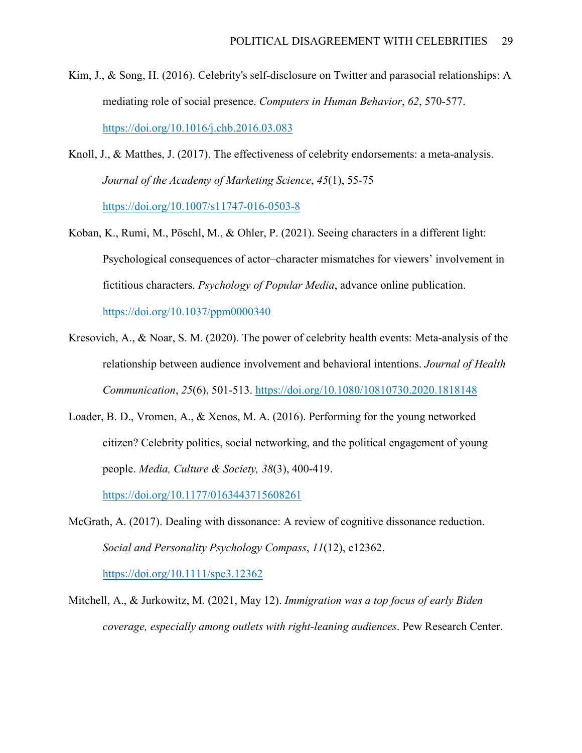Kim, J., & Song, H. (2016). Celebrity's self-disclosure on Twitter and parasocial relationships: A mediating role of social presence. *Computers in Human Behavior*, *62*, 570-577. https://doi.org/10.1016/j.chb.2016.03.083

Knoll, J., & Matthes, J. (2017). The effectiveness of celebrity endorsements: a meta-analysis. *Journal of the Academy of Marketing Science*, *45*(1), 55-75 https://doi.org/10.1007/s11747-016-0503-8

Koban, K., Rumi, M., Pöschl, M., & Ohler, P. (2021). Seeing characters in a different light: Psychological consequences of actor–character mismatches for viewers' involvement in fictitious characters. *Psychology of Popular Media*, advance online publication. https://doi.org/10.1037/ppm0000340

Kresovich, A., & Noar, S. M. (2020). The power of celebrity health events: Meta-analysis of the relationship between audience involvement and behavioral intentions. *Journal of Health Communication*, *25*(6), 501-513. https://doi.org/10.1080/10810730.2020.1818148

Loader, B. D., Vromen, A., & Xenos, M. A. (2016). Performing for the young networked citizen? Celebrity politics, social networking, and the political engagement of young people. *Media, Culture & Society, 38*(3), 400-419. https://doi.org/10.1177/0163443715608261

McGrath, A. (2017). Dealing with dissonance: A review of cognitive dissonance reduction. *Social and Personality Psychology Compass*, *11*(12), e12362. https://doi.org/10.1111/spc3.12362

Mitchell, A., & Jurkowitz, M. (2021, May 12). *Immigration was a top focus of early Biden coverage, especially among outlets with right-leaning audiences*. Pew Research Center.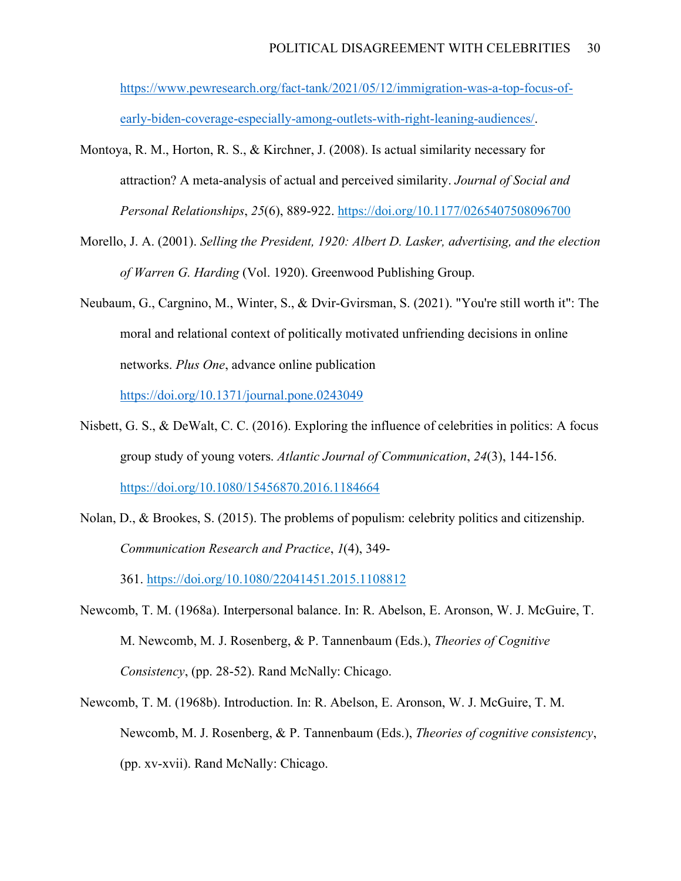https://www.pewresearch.org/fact-tank/2021/05/12/immigration-was-a-top-focus-of-early-biden-coverage-especially-among-outlets-with-right-leaning-audiences/.

Montoya, R. M., Horton, R. S., & Kirchner, J. (2008). Is actual similarity necessary for attraction? A meta-analysis of actual and perceived similarity. *Journal of Social and Personal Relationships*, *25*(6), 889-922. https://doi.org/10.1177/0265407508096700

Morello, J. A. (2001). *Selling the President, 1920: Albert D. Lasker, advertising, and the election of Warren G. Harding* (Vol. 1920). Greenwood Publishing Group.

Neubaum, G., Cargnino, M., Winter, S., & Dvir-Gvirsman, S. (2021). "You're still worth it": The moral and relational context of politically motivated unfriending decisions in online networks. *Plus One*, advance online publication https://doi.org/10.1371/journal.pone.0243049

Nisbett, G. S., & DeWalt, C. C. (2016). Exploring the influence of celebrities in politics: A focus group study of young voters. *Atlantic Journal of Communication*, *24*(3), 144-156. https://doi.org/10.1080/15456870.2016.1184664

Nolan, D., & Brookes, S. (2015). The problems of populism: celebrity politics and citizenship. *Communication Research and Practice*, *1*(4), 349-361. https://doi.org/10.1080/22041451.2015.1108812

Newcomb, T. M. (1968a). Interpersonal balance. In: R. Abelson, E. Aronson, W. J. McGuire, T. M. Newcomb, M. J. Rosenberg, & P. Tannenbaum (Eds.), *Theories of Cognitive Consistency*, (pp. 28-52). Rand McNally: Chicago.

Newcomb, T. M. (1968b). Introduction. In: R. Abelson, E. Aronson, W. J. McGuire, T. M. Newcomb, M. J. Rosenberg, & P. Tannenbaum (Eds.), *Theories of cognitive consistency*, (pp. xv-xvii). Rand McNally: Chicago.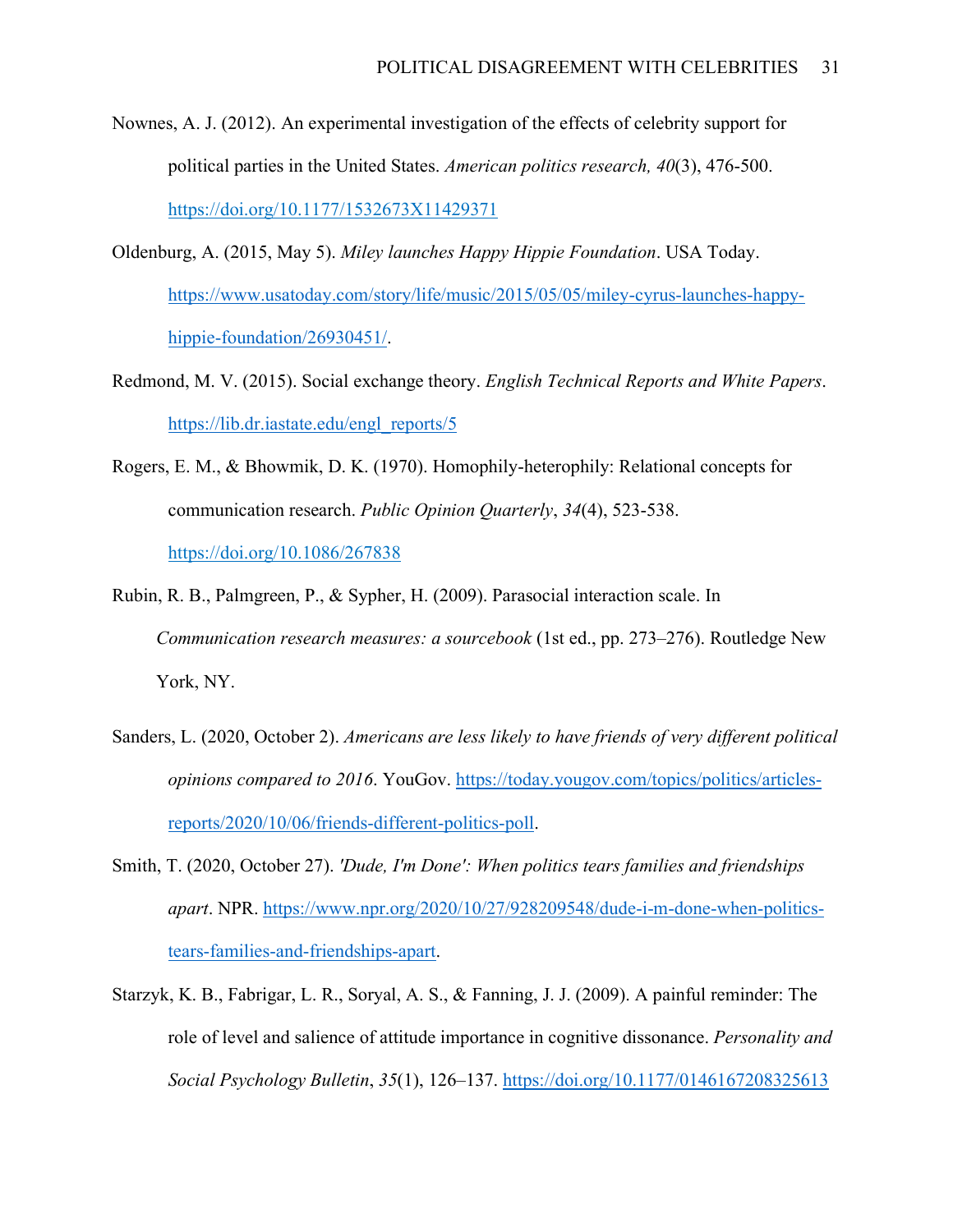Nownes, A. J. (2012). An experimental investigation of the effects of celebrity support for political parties in the United States. *American politics research, 40*(3), 476-500. https://doi.org/10.1177/1532673X11429371

Oldenburg, A. (2015, May 5). *Miley launches Happy Hippie Foundation*. USA Today. https://www.usatoday.com/story/life/music/2015/05/05/miley-cyrus-launches-happy-hippie-foundation/26930451/.

Redmond, M. V. (2015). Social exchange theory. *English Technical Reports and White Papers*. https://lib.dr.iastate.edu/engl_reports/5

Rogers, E. M., & Bhowmik, D. K. (1970). Homophily-heterophily: Relational concepts for communication research. *Public Opinion Quarterly*, *34*(4), 523-538. https://doi.org/10.1086/267838

Rubin, R. B., Palmgreen, P., & Sypher, H. (2009). Parasocial interaction scale. In *Communication research measures: a sourcebook* (1st ed., pp. 273–276). Routledge New York, NY.

Sanders, L. (2020, October 2). *Americans are less likely to have friends of very different political opinions compared to 2016*. YouGov. https://today.yougov.com/topics/politics/articles-reports/2020/10/06/friends-different-politics-poll.

Smith, T. (2020, October 27). *'Dude, I'm Done': When politics tears families and friendships apart*. NPR. https://www.npr.org/2020/10/27/928209548/dude-i-m-done-when-politics-tears-families-and-friendships-apart.

Starzyk, K. B., Fabrigar, L. R., Soryal, A. S., & Fanning, J. J. (2009). A painful reminder: The role of level and salience of attitude importance in cognitive dissonance. *Personality and Social Psychology Bulletin*, *35*(1), 126–137. https://doi.org/10.1177/0146167208325613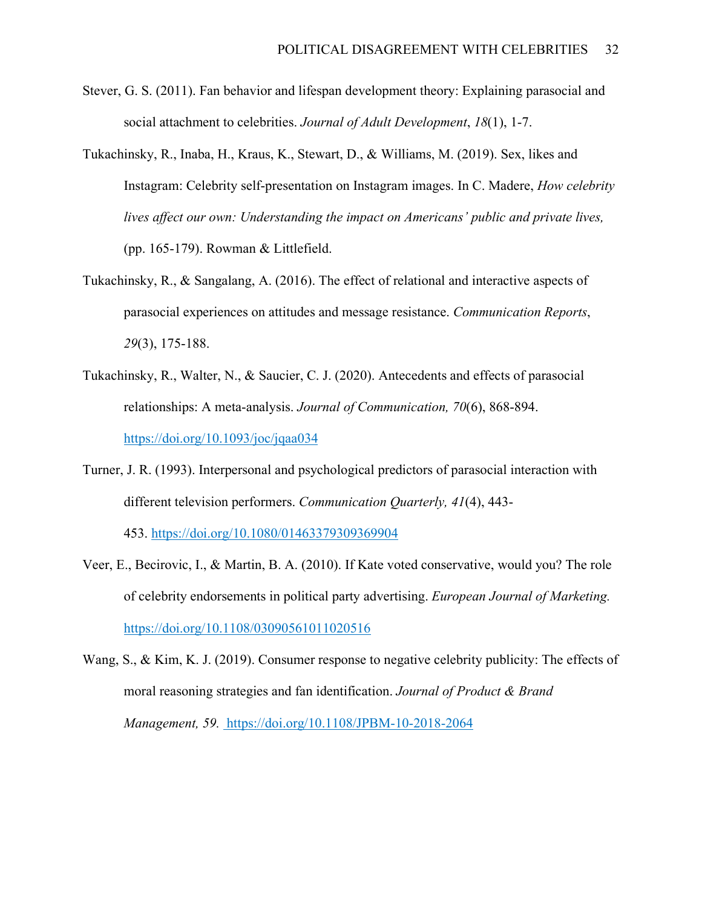Stever, G. S. (2011). Fan behavior and lifespan development theory: Explaining parasocial and social attachment to celebrities. *Journal of Adult Development*, *18*(1), 1-7.

Tukachinsky, R., Inaba, H., Kraus, K., Stewart, D., & Williams, M. (2019). Sex, likes and Instagram: Celebrity self-presentation on Instagram images. In C. Madere, *How celebrity lives affect our own: Understanding the impact on Americans' public and private lives,* (pp. 165-179). Rowman & Littlefield.

Tukachinsky, R., & Sangalang, A. (2016). The effect of relational and interactive aspects of parasocial experiences on attitudes and message resistance. *Communication Reports*, *29*(3), 175-188.

Tukachinsky, R., Walter, N., & Saucier, C. J. (2020). Antecedents and effects of parasocial relationships: A meta-analysis. *Journal of Communication, 70*(6), 868-894. https://doi.org/10.1093/joc/jqaa034

Turner, J. R. (1993). Interpersonal and psychological predictors of parasocial interaction with different television performers. *Communication Quarterly, 41*(4), 443-453. https://doi.org/10.1080/01463379309369904

Veer, E., Becirovic, I., & Martin, B. A. (2010). If Kate voted conservative, would you? The role of celebrity endorsements in political party advertising. *European Journal of Marketing.* https://doi.org/10.1108/03090561011020516

Wang, S., & Kim, K. J. (2019). Consumer response to negative celebrity publicity: The effects of moral reasoning strategies and fan identification. *Journal of Product & Brand Management, 59.* https://doi.org/10.1108/JPBM-10-2018-2064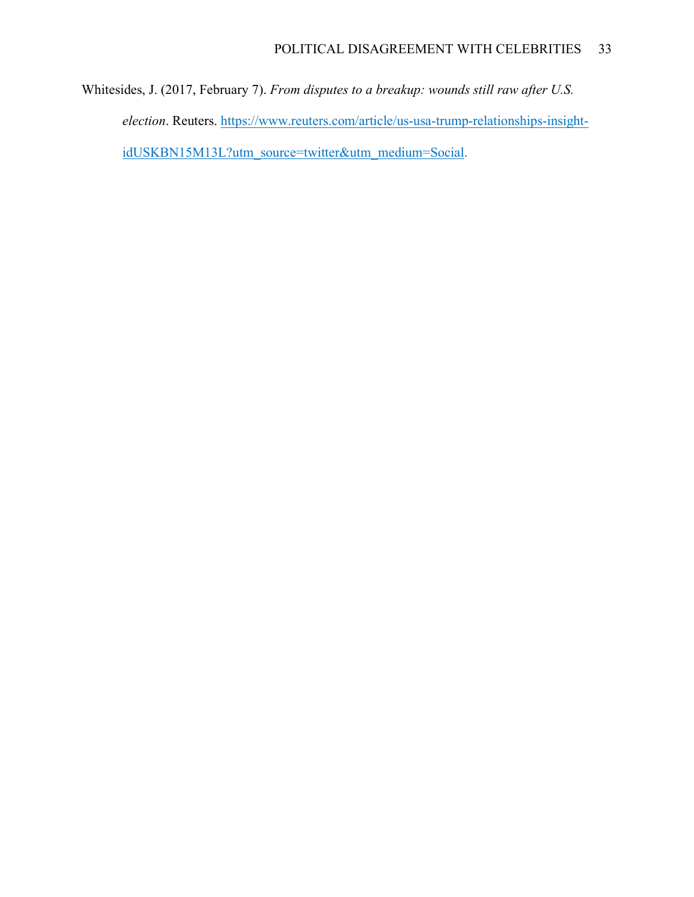Whitesides, J. (2017, February 7). *From disputes to a breakup: wounds still raw after U.S. election*. Reuters. https://www.reuters.com/article/us-usa-trump-relationships-insight-idUSKBN15M13L?utm_source=twitter&utm_medium=Social.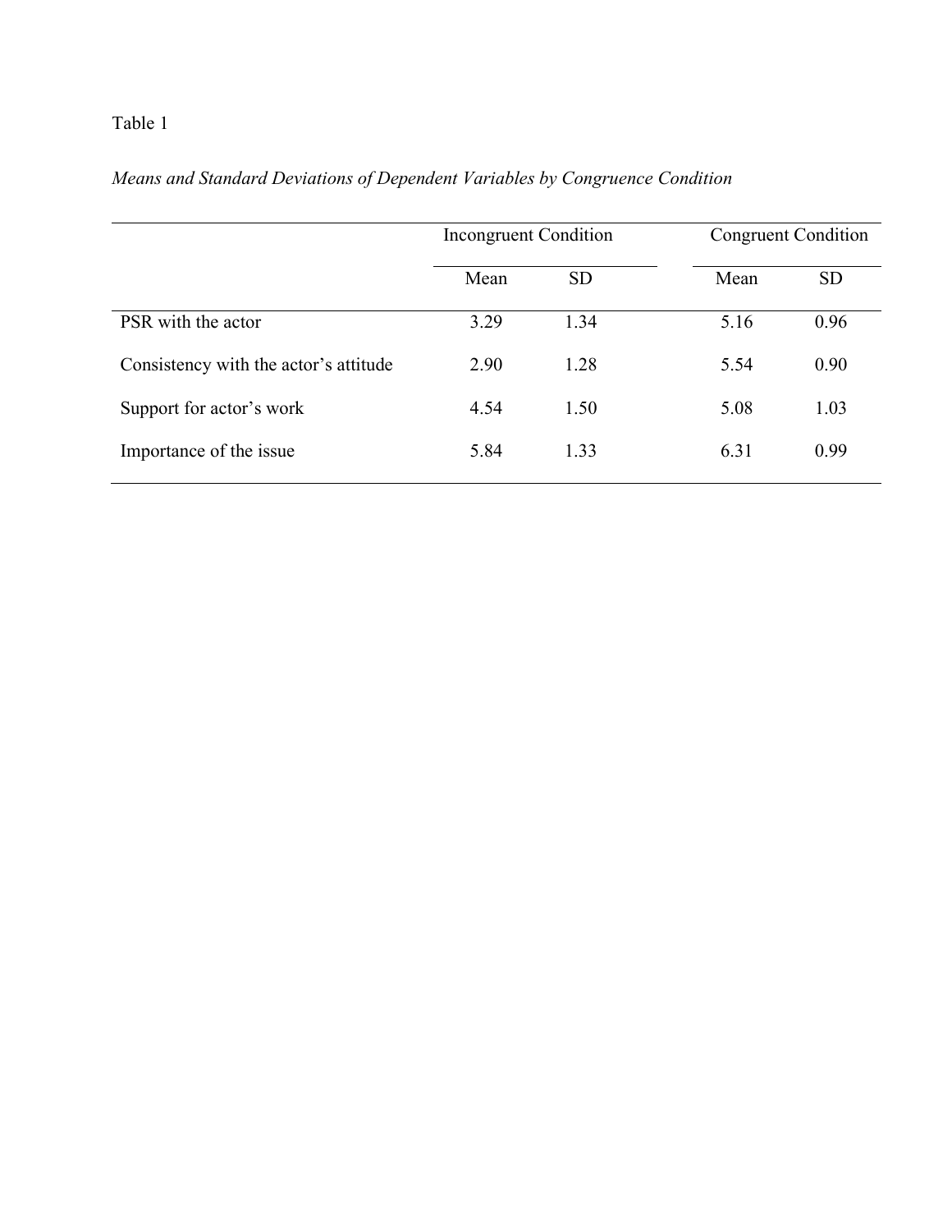Table 1

*Means and Standard Deviations of Dependent Variables by Congruence Condition*

| | Incongruent Condition | | Congruent Condition | |
|---|---|---|---|---|
| | Mean | SD | Mean | SD |
| PSR with the actor | 3.29 | 1.34 | 5.16 | 0.96 |
| Consistency with the actor's attitude | 2.90 | 1.28 | 5.54 | 0.90 |
| Support for actor's work | 4.54 | 1.50 | 5.08 | 1.03 |
| Importance of the issue | 5.84 | 1.33 | 6.31 | 0.99 |